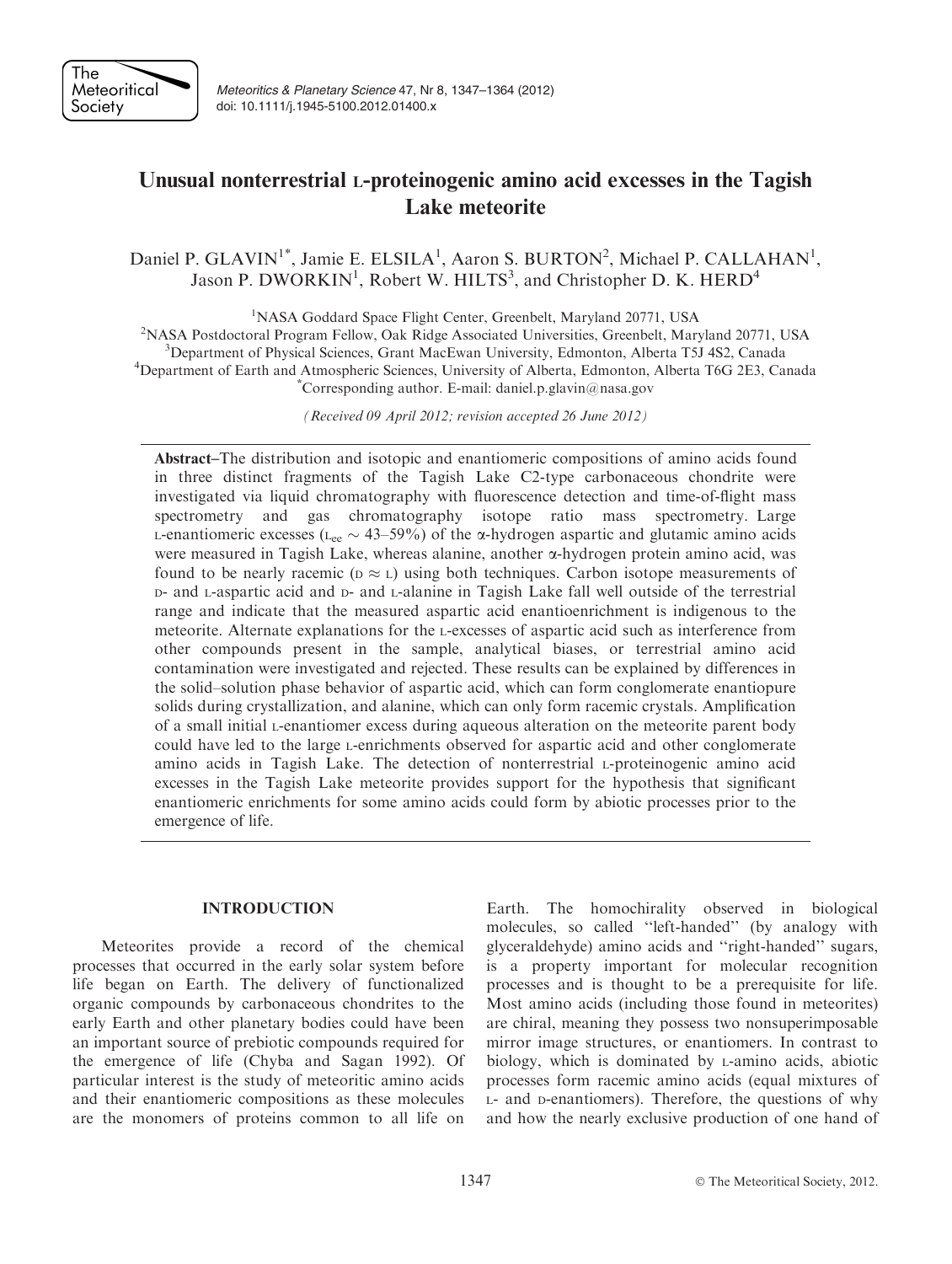# Unusual nonterrestrial L-proteinogenic amino acid excesses in the Tagish Lake meteorite

Daniel P. GLAVIN[1*], Jamie E. ELSILA[1], Aaron S. BURTON[2], Michael P. CALLAHAN[1], Jason P. DWORKIN[1], Robert W. HILTS[3], and Christopher D. K. HERD[4]

[1]NASA Goddard Space Flight Center, Greenbelt, Maryland 20771, USA
[2]NASA Postdoctoral Program Fellow, Oak Ridge Associated Universities, Greenbelt, Maryland 20771, USA
[3]Department of Physical Sciences, Grant MacEwan University, Edmonton, Alberta T5J 4S2, Canada
[4]Department of Earth and Atmospheric Sciences, University of Alberta, Edmonton, Alberta T6G 2E3, Canada
[*]Corresponding author. E-mail: daniel.p.glavin@nasa.gov

*(Received 09 April 2012; revision accepted 26 June 2012)*

**Abstract**–The distribution and isotopic and enantiomeric compositions of amino acids found in three distinct fragments of the Tagish Lake C2-type carbonaceous chondrite were investigated via liquid chromatography with fluorescence detection and time-of-flight mass spectrometry and gas chromatography isotope ratio mass spectrometry. Large L-enantiomeric excesses ($L_{ee} \sim 43$–59%) of the α-hydrogen aspartic and glutamic amino acids were measured in Tagish Lake, whereas alanine, another α-hydrogen protein amino acid, was found to be nearly racemic ($D \approx L$) using both techniques. Carbon isotope measurements of D- and L-aspartic acid and D- and L-alanine in Tagish Lake fall well outside of the terrestrial range and indicate that the measured aspartic acid enantioenrichment is indigenous to the meteorite. Alternate explanations for the L-excesses of aspartic acid such as interference from other compounds present in the sample, analytical biases, or terrestrial amino acid contamination were investigated and rejected. These results can be explained by differences in the solid–solution phase behavior of aspartic acid, which can form conglomerate enantiopure solids during crystallization, and alanine, which can only form racemic crystals. Amplification of a small initial L-enantiomer excess during aqueous alteration on the meteorite parent body could have led to the large L-enrichments observed for aspartic acid and other conglomerate amino acids in Tagish Lake. The detection of nonterrestrial L-proteinogenic amino acid excesses in the Tagish Lake meteorite provides support for the hypothesis that significant enantiomeric enrichments for some amino acids could form by abiotic processes prior to the emergence of life.

## INTRODUCTION

Meteorites provide a record of the chemical processes that occurred in the early solar system before life began on Earth. The delivery of functionalized organic compounds by carbonaceous chondrites to the early Earth and other planetary bodies could have been an important source of prebiotic compounds required for the emergence of life (Chyba and Sagan 1992). Of particular interest is the study of meteoritic amino acids and their enantiomeric compositions as these molecules are the monomers of proteins common to all life on Earth. The homochirality observed in biological molecules, so called "left-handed" (by analogy with glyceraldehyde) amino acids and "right-handed" sugars, is a property important for molecular recognition processes and is thought to be a prerequisite for life. Most amino acids (including those found in meteorites) are chiral, meaning they possess two nonsuperimposable mirror image structures, or enantiomers. In contrast to biology, which is dominated by L-amino acids, abiotic processes form racemic amino acids (equal mixtures of L- and D-enantiomers). Therefore, the questions of why and how the nearly exclusive production of one hand of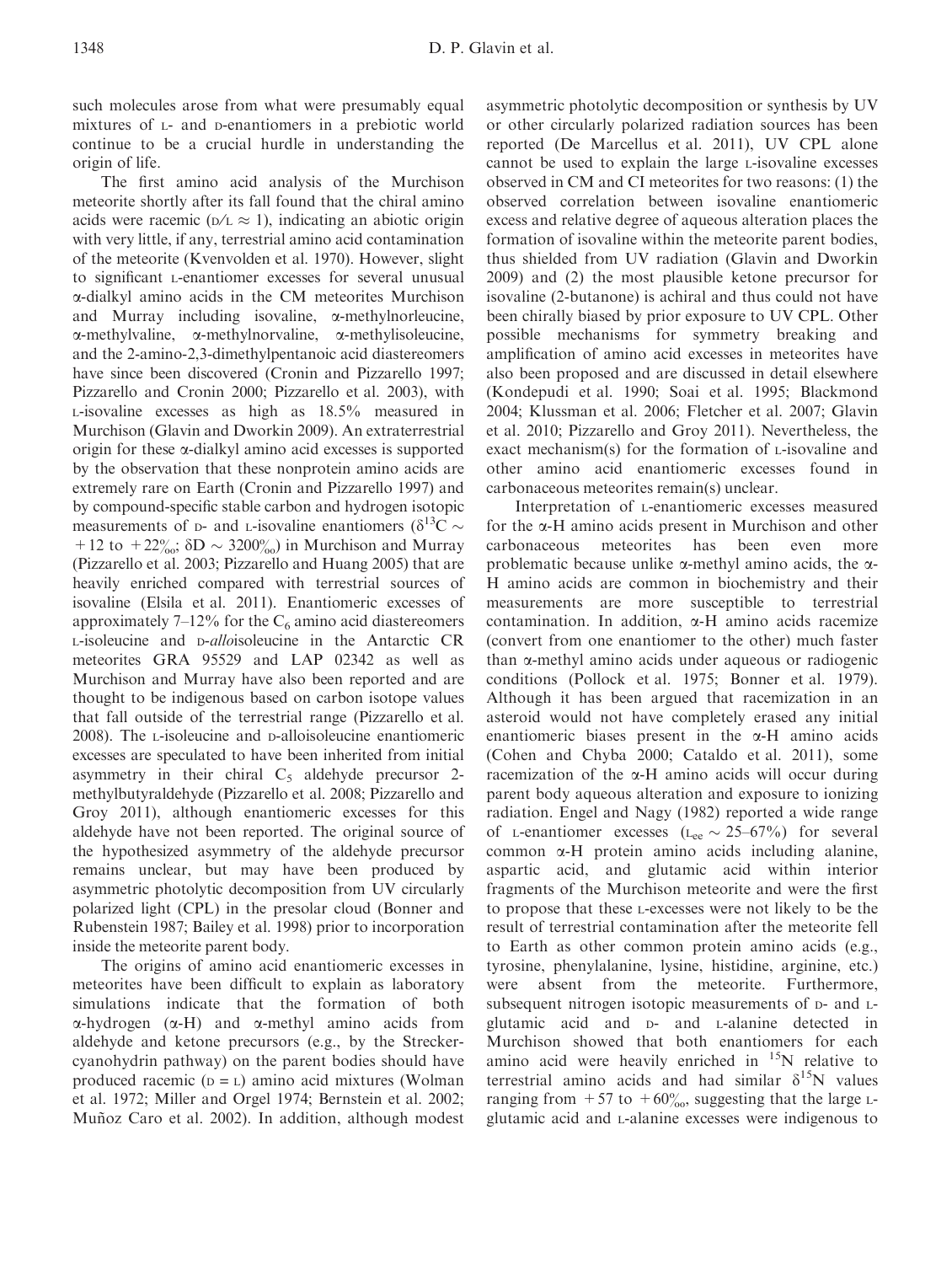such molecules arose from what were presumably equal mixtures of L- and D-enantiomers in a prebiotic world continue to be a crucial hurdle in understanding the origin of life.

The first amino acid analysis of the Murchison meteorite shortly after its fall found that the chiral amino acids were racemic (D/L ≈ 1), indicating an abiotic origin with very little, if any, terrestrial amino acid contamination of the meteorite (Kvenvolden et al. 1970). However, slight to significant L-enantiomer excesses for several unusual α-dialkyl amino acids in the CM meteorites Murchison and Murray including isovaline, α-methylnorleucine, α-methylvaline, α-methylnorvaline, α-methylisoleucine, and the 2-amino-2,3-dimethylpentanoic acid diastereomers have since been discovered (Cronin and Pizzarello 1997; Pizzarello and Cronin 2000; Pizzarello et al. 2003), with L-isovaline excesses as high as 18.5% measured in Murchison (Glavin and Dworkin 2009). An extraterrestrial origin for these α-dialkyl amino acid excesses is supported by the observation that these nonprotein amino acids are extremely rare on Earth (Cronin and Pizzarello 1997) and by compound-specific stable carbon and hydrogen isotopic measurements of D- and L-isovaline enantiomers ($\delta^{13}C \sim +12$ to $+22$‰; $\delta D \sim 3200$‰) in Murchison and Murray (Pizzarello et al. 2003; Pizzarello and Huang 2005) that are heavily enriched compared with terrestrial sources of isovaline (Elsila et al. 2011). Enantiomeric excesses of approximately 7–12% for the $C_6$ amino acid diastereomers L-isoleucine and D-*allo*isoleucine in the Antarctic CR meteorites GRA 95529 and LAP 02342 as well as Murchison and Murray have also been reported and are thought to be indigenous based on carbon isotope values that fall outside of the terrestrial range (Pizzarello et al. 2008). The L-isoleucine and D-alloisoleucine enantiomeric excesses are speculated to have been inherited from initial asymmetry in their chiral $C_5$ aldehyde precursor 2-methylbutyraldehyde (Pizzarello et al. 2008; Pizzarello and Groy 2011), although enantiomeric excesses for this aldehyde have not been reported. The original source of the hypothesized asymmetry of the aldehyde precursor remains unclear, but may have been produced by asymmetric photolytic decomposition from UV circularly polarized light (CPL) in the presolar cloud (Bonner and Rubenstein 1987; Bailey et al. 1998) prior to incorporation inside the meteorite parent body.

The origins of amino acid enantiomeric excesses in meteorites have been difficult to explain as laboratory simulations indicate that the formation of both α-hydrogen (α-H) and α-methyl amino acids from aldehyde and ketone precursors (e.g., by the Strecker-cyanohydrin pathway) on the parent bodies should have produced racemic (D = L) amino acid mixtures (Wolman et al. 1972; Miller and Orgel 1974; Bernstein et al. 2002; Muñoz Caro et al. 2002). In addition, although modest asymmetric photolytic decomposition or synthesis by UV or other circularly polarized radiation sources has been reported (De Marcellus et al. 2011), UV CPL alone cannot be used to explain the large L-isovaline excesses observed in CM and CI meteorites for two reasons: (1) the observed correlation between isovaline enantiomeric excess and relative degree of aqueous alteration places the formation of isovaline within the meteorite parent bodies, thus shielded from UV radiation (Glavin and Dworkin 2009) and (2) the most plausible ketone precursor for isovaline (2-butanone) is achiral and thus could not have been chirally biased by prior exposure to UV CPL. Other possible mechanisms for symmetry breaking and amplification of amino acid excesses in meteorites have also been proposed and are discussed in detail elsewhere (Kondepudi et al. 1990; Soai et al. 1995; Blackmond 2004; Klussman et al. 2006; Fletcher et al. 2007; Glavin et al. 2010; Pizzarello and Groy 2011). Nevertheless, the exact mechanism(s) for the formation of L-isovaline and other amino acid enantiomeric excesses found in carbonaceous meteorites remain(s) unclear.

Interpretation of L-enantiomeric excesses measured for the α-H amino acids present in Murchison and other carbonaceous meteorites has been even more problematic because unlike α-methyl amino acids, the α-H amino acids are common in biochemistry and their measurements are more susceptible to terrestrial contamination. In addition, α-H amino acids racemize (convert from one enantiomer to the other) much faster than α-methyl amino acids under aqueous or radiogenic conditions (Pollock et al. 1975; Bonner et al. 1979). Although it has been argued that racemization in an asteroid would not have completely erased any initial enantiomeric biases present in the α-H amino acids (Cohen and Chyba 2000; Cataldo et al. 2011), some racemization of the α-H amino acids will occur during parent body aqueous alteration and exposure to ionizing radiation. Engel and Nagy (1982) reported a wide range of L-enantiomer excesses ($L_{ee} \sim 25$–$67\%$) for several common α-H protein amino acids including alanine, aspartic acid, and glutamic acid within interior fragments of the Murchison meteorite and were the first to propose that these L-excesses were not likely to be the result of terrestrial contamination after the meteorite fell to Earth as other common protein amino acids (e.g., tyrosine, phenylalanine, lysine, histidine, arginine, etc.) were absent from the meteorite. Furthermore, subsequent nitrogen isotopic measurements of D- and L-glutamic acid and D- and L-alanine detected in Murchison showed that both enantiomers for each amino acid were heavily enriched in $^{15}N$ relative to terrestrial amino acids and had similar $\delta^{15}N$ values ranging from $+57$ to $+60$‰, suggesting that the large L-glutamic acid and L-alanine excesses were indigenous to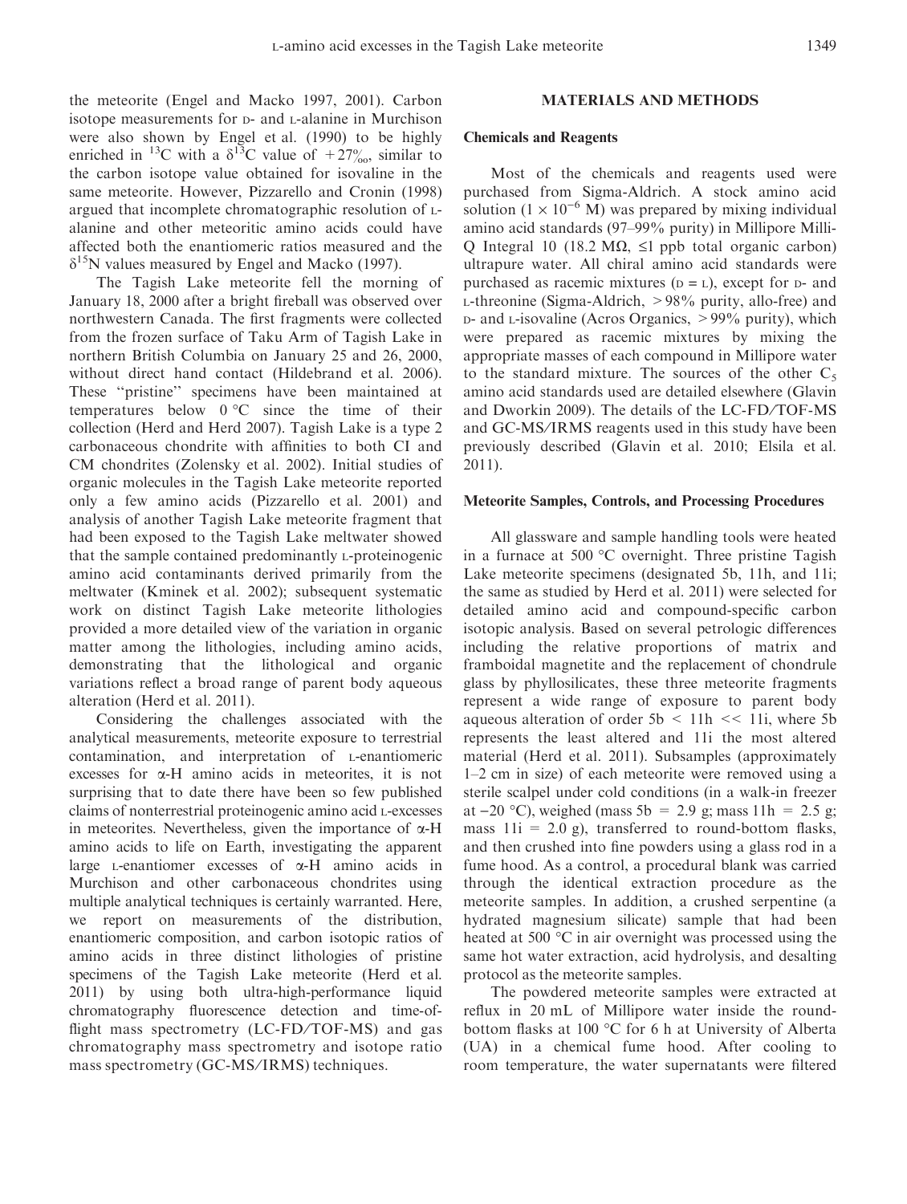the meteorite (Engel and Macko 1997, 2001). Carbon isotope measurements for D- and L-alanine in Murchison were also shown by Engel et al. (1990) to be highly enriched in $^{13}C$ with a $\delta^{13}C$ value of $+27‰$, similar to the carbon isotope value obtained for isovaline in the same meteorite. However, Pizzarello and Cronin (1998) argued that incomplete chromatographic resolution of L-alanine and other meteoritic amino acids could have affected both the enantiomeric ratios measured and the $\delta^{15}N$ values measured by Engel and Macko (1997).

The Tagish Lake meteorite fell the morning of January 18, 2000 after a bright fireball was observed over northwestern Canada. The first fragments were collected from the frozen surface of Taku Arm of Tagish Lake in northern British Columbia on January 25 and 26, 2000, without direct hand contact (Hildebrand et al. 2006). These "pristine" specimens have been maintained at temperatures below 0 °C since the time of their collection (Herd and Herd 2007). Tagish Lake is a type 2 carbonaceous chondrite with affinities to both CI and CM chondrites (Zolensky et al. 2002). Initial studies of organic molecules in the Tagish Lake meteorite reported only a few amino acids (Pizzarello et al. 2001) and analysis of another Tagish Lake meteorite fragment that had been exposed to the Tagish Lake meltwater showed that the sample contained predominantly L-proteinogenic amino acid contaminants derived primarily from the meltwater (Kminek et al. 2002); subsequent systematic work on distinct Tagish Lake meteorite lithologies provided a more detailed view of the variation in organic matter among the lithologies, including amino acids, demonstrating that the lithological and organic variations reflect a broad range of parent body aqueous alteration (Herd et al. 2011).

Considering the challenges associated with the analytical measurements, meteorite exposure to terrestrial contamination, and interpretation of L-enantiomeric excesses for α-H amino acids in meteorites, it is not surprising that to date there have been so few published claims of nonterrestrial proteinogenic amino acid L-excesses in meteorites. Nevertheless, given the importance of α-H amino acids to life on Earth, investigating the apparent large L-enantiomer excesses of α-H amino acids in Murchison and other carbonaceous chondrites using multiple analytical techniques is certainly warranted. Here, we report on measurements of the distribution, enantiomeric composition, and carbon isotopic ratios of amino acids in three distinct lithologies of pristine specimens of the Tagish Lake meteorite (Herd et al. 2011) by using both ultra-high-performance liquid chromatography fluorescence detection and time-of-flight mass spectrometry (LC-FD/TOF-MS) and gas chromatography mass spectrometry and isotope ratio mass spectrometry (GC-MS/IRMS) techniques.

## MATERIALS AND METHODS

### Chemicals and Reagents

Most of the chemicals and reagents used were purchased from Sigma-Aldrich. A stock amino acid solution ($1 \times 10^{-6}$ M) was prepared by mixing individual amino acid standards (97–99% purity) in Millipore Milli-Q Integral 10 (18.2 MΩ, ≤1 ppb total organic carbon) ultrapure water. All chiral amino acid standards were purchased as racemic mixtures (D = L), except for D- and L-threonine (Sigma-Aldrich, >98% purity, allo-free) and D- and L-isovaline (Acros Organics, >99% purity), which were prepared as racemic mixtures by mixing the appropriate masses of each compound in Millipore water to the standard mixture. The sources of the other $C_5$ amino acid standards used are detailed elsewhere (Glavin and Dworkin 2009). The details of the LC-FD/TOF-MS and GC-MS/IRMS reagents used in this study have been previously described (Glavin et al. 2010; Elsila et al. 2011).

### Meteorite Samples, Controls, and Processing Procedures

All glassware and sample handling tools were heated in a furnace at 500 °C overnight. Three pristine Tagish Lake meteorite specimens (designated 5b, 11h, and 11i; the same as studied by Herd et al. 2011) were selected for detailed amino acid and compound-specific carbon isotopic analysis. Based on several petrologic differences including the relative proportions of matrix and framboidal magnetite and the replacement of chondrule glass by phyllosilicates, these three meteorite fragments represent a wide range of exposure to parent body aqueous alteration of order 5b < 11h << 11i, where 5b represents the least altered and 11i the most altered material (Herd et al. 2011). Subsamples (approximately 1–2 cm in size) of each meteorite were removed using a sterile scalpel under cold conditions (in a walk-in freezer at −20 °C), weighed (mass 5b = 2.9 g; mass 11h = 2.5 g; mass 11i = 2.0 g), transferred to round-bottom flasks, and then crushed into fine powders using a glass rod in a fume hood. As a control, a procedural blank was carried through the identical extraction procedure as the meteorite samples. In addition, a crushed serpentine (a hydrated magnesium silicate) sample that had been heated at 500 °C in air overnight was processed using the same hot water extraction, acid hydrolysis, and desalting protocol as the meteorite samples.

The powdered meteorite samples were extracted at reflux in 20 mL of Millipore water inside the round-bottom flasks at 100 °C for 6 h at University of Alberta (UA) in a chemical fume hood. After cooling to room temperature, the water supernatants were filtered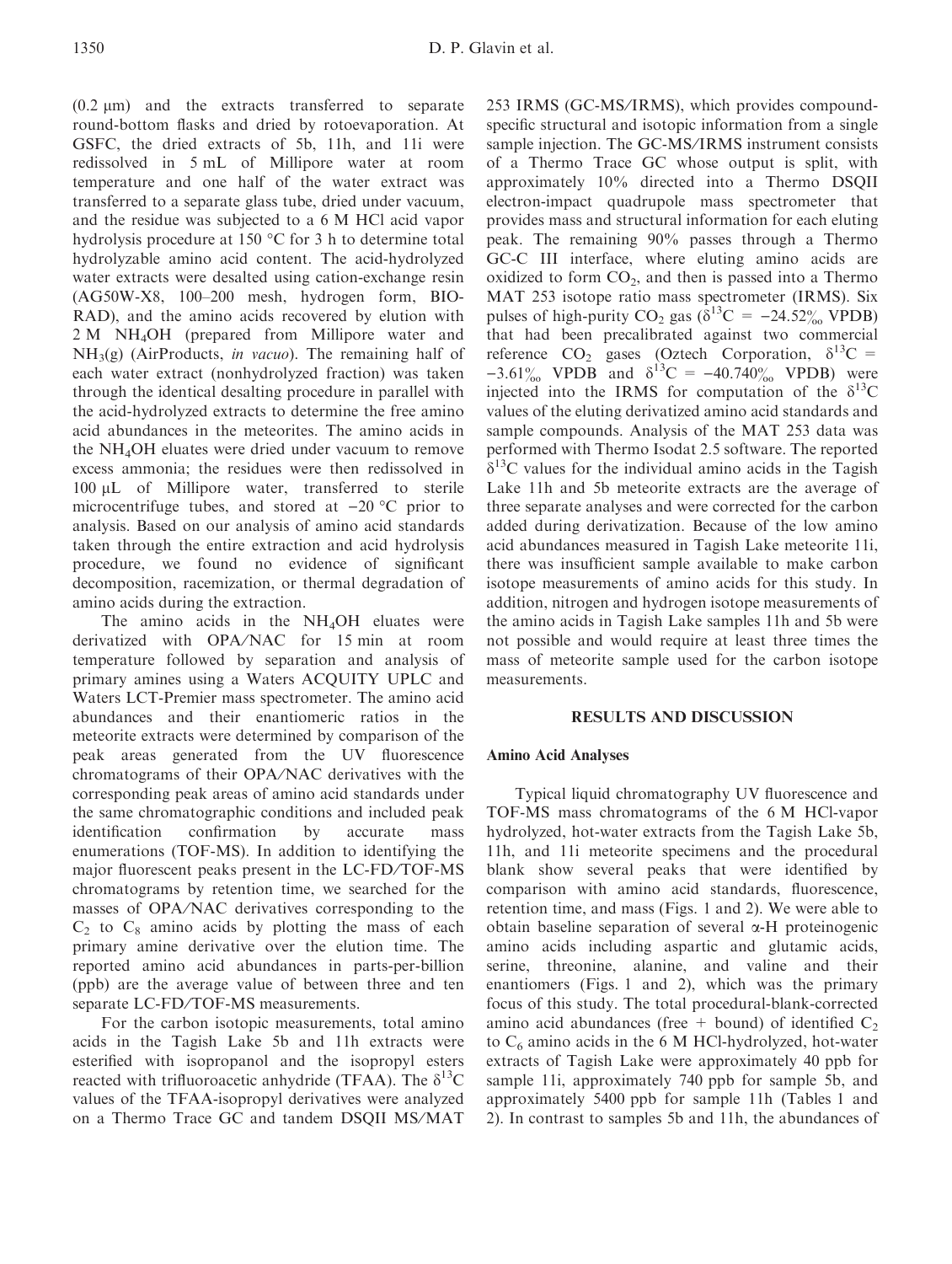(0.2 μm) and the extracts transferred to separate round-bottom flasks and dried by rotoevaporation. At GSFC, the dried extracts of 5b, 11h, and 11i were redissolved in 5 mL of Millipore water at room temperature and one half of the water extract was transferred to a separate glass tube, dried under vacuum, and the residue was subjected to a 6 M HCl acid vapor hydrolysis procedure at 150 °C for 3 h to determine total hydrolyzable amino acid content. The acid-hydrolyzed water extracts were desalted using cation-exchange resin (AG50W-X8, 100–200 mesh, hydrogen form, BIO-RAD), and the amino acids recovered by elution with 2 M $NH_4OH$ (prepared from Millipore water and $NH_3$(g) (AirProducts, *in vacuo*). The remaining half of each water extract (nonhydrolyzed fraction) was taken through the identical desalting procedure in parallel with the acid-hydrolyzed extracts to determine the free amino acid abundances in the meteorites. The amino acids in the $NH_4OH$ eluates were dried under vacuum to remove excess ammonia; the residues were then redissolved in 100 μL of Millipore water, transferred to sterile microcentrifuge tubes, and stored at −20 °C prior to analysis. Based on our analysis of amino acid standards taken through the entire extraction and acid hydrolysis procedure, we found no evidence of significant decomposition, racemization, or thermal degradation of amino acids during the extraction.

The amino acids in the $NH_4OH$ eluates were derivatized with OPA/NAC for 15 min at room temperature followed by separation and analysis of primary amines using a Waters ACQUITY UPLC and Waters LCT-Premier mass spectrometer. The amino acid abundances and their enantiomeric ratios in the meteorite extracts were determined by comparison of the peak areas generated from the UV fluorescence chromatograms of their OPA/NAC derivatives with the corresponding peak areas of amino acid standards under the same chromatographic conditions and included peak identification confirmation by accurate mass enumerations (TOF-MS). In addition to identifying the major fluorescent peaks present in the LC-FD/TOF-MS chromatograms by retention time, we searched for the masses of OPA/NAC derivatives corresponding to the $C_2$ to $C_8$ amino acids by plotting the mass of each primary amine derivative over the elution time. The reported amino acid abundances in parts-per-billion (ppb) are the average value of between three and ten separate LC-FD/TOF-MS measurements.

For the carbon isotopic measurements, total amino acids in the Tagish Lake 5b and 11h extracts were esterified with isopropanol and the isopropyl esters reacted with trifluoroacetic anhydride (TFAA). The $\delta^{13}C$ values of the TFAA-isopropyl derivatives were analyzed on a Thermo Trace GC and tandem DSQII MS/MAT 253 IRMS (GC-MS/IRMS), which provides compound-specific structural and isotopic information from a single sample injection. The GC-MS/IRMS instrument consists of a Thermo Trace GC whose output is split, with approximately 10% directed into a Thermo DSQII electron-impact quadrupole mass spectrometer that provides mass and structural information for each eluting peak. The remaining 90% passes through a Thermo GC-C III interface, where eluting amino acids are oxidized to form $CO_2$, and then is passed into a Thermo MAT 253 isotope ratio mass spectrometer (IRMS). Six pulses of high-purity $CO_2$ gas ($\delta^{13}C = -24.52‰$ VPDB) that had been precalibrated against two commercial reference $CO_2$ gases (Oztech Corporation, $\delta^{13}C = -3.61‰$ VPDB and $\delta^{13}C = -40.740‰$ VPDB) were injected into the IRMS for computation of the $\delta^{13}C$ values of the eluting derivatized amino acid standards and sample compounds. Analysis of the MAT 253 data was performed with Thermo Isodat 2.5 software. The reported $\delta^{13}C$ values for the individual amino acids in the Tagish Lake 11h and 5b meteorite extracts are the average of three separate analyses and were corrected for the carbon added during derivatization. Because of the low amino acid abundances measured in Tagish Lake meteorite 11i, there was insufficient sample available to make carbon isotope measurements of amino acids for this study. In addition, nitrogen and hydrogen isotope measurements of the amino acids in Tagish Lake samples 11h and 5b were not possible and would require at least three times the mass of meteorite sample used for the carbon isotope measurements.

## RESULTS AND DISCUSSION

### Amino Acid Analyses

Typical liquid chromatography UV fluorescence and TOF-MS mass chromatograms of the 6 M HCl-vapor hydrolyzed, hot-water extracts from the Tagish Lake 5b, 11h, and 11i meteorite specimens and the procedural blank show several peaks that were identified by comparison with amino acid standards, fluorescence, retention time, and mass (Figs. 1 and 2). We were able to obtain baseline separation of several α-H proteinogenic amino acids including aspartic and glutamic acids, serine, threonine, alanine, and valine and their enantiomers (Figs. 1 and 2), which was the primary focus of this study. The total procedural-blank-corrected amino acid abundances (free + bound) of identified $C_2$ to $C_6$ amino acids in the 6 M HCl-hydrolyzed, hot-water extracts of Tagish Lake were approximately 40 ppb for sample 11i, approximately 740 ppb for sample 5b, and approximately 5400 ppb for sample 11h (Tables 1 and 2). In contrast to samples 5b and 11h, the abundances of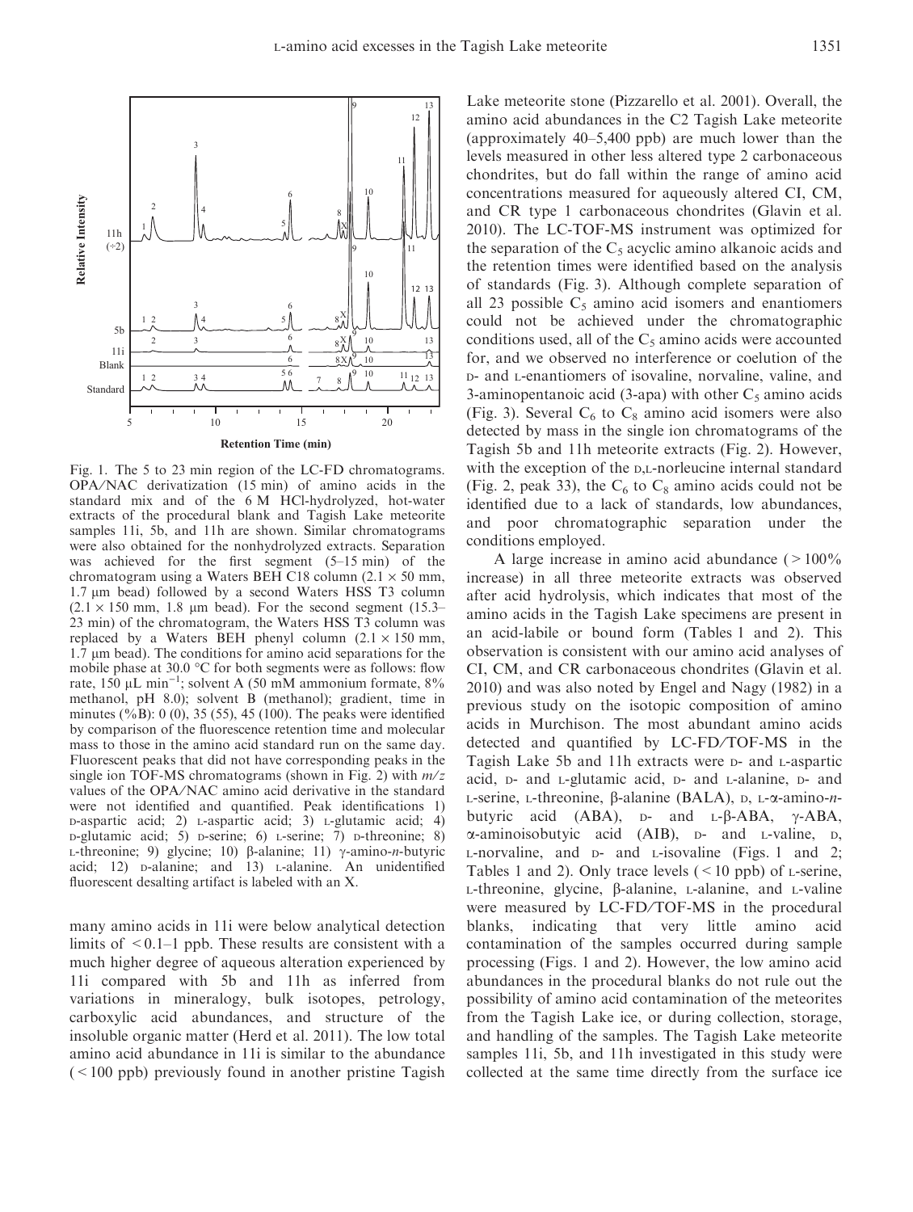Fig. 1. The 5 to 23 min region of the LC-FD chromatograms. OPA/NAC derivatization (15 min) of amino acids in the standard mix and of the 6 M HCl-hydrolyzed, hot-water extracts of the procedural blank and Tagish Lake meteorite samples 11i, 5b, and 11h are shown. Similar chromatograms were also obtained for the nonhydrolyzed extracts. Separation was achieved for the first segment (5–15 min) of the chromatogram using a Waters BEH C18 column (2.1 × 50 mm, 1.7 μm bead) followed by a second Waters HSS T3 column (2.1 × 150 mm, 1.8 μm bead). For the second segment (15.3–23 min) of the chromatogram, the Waters HSS T3 column was replaced by a Waters BEH phenyl column (2.1 × 150 mm, 1.7 μm bead). The conditions for amino acid separations for the mobile phase at 30.0 °C for both segments were as follows: flow rate, 150 μL $min^{-1}$; solvent A (50 mM ammonium formate, 8% methanol, pH 8.0); solvent B (methanol); gradient, time in minutes (%B): 0 (0), 35 (55), 45 (100). The peaks were identified by comparison of the fluorescence retention time and molecular mass to those in the amino acid standard run on the same day. Fluorescent peaks that did not have corresponding peaks in the single ion TOF-MS chromatograms (shown in Fig. 2) with *m/z* values of the OPA/NAC amino acid derivative in the standard were not identified and quantified. Peak identifications 1) D-aspartic acid; 2) L-aspartic acid; 3) L-glutamic acid; 4) D-glutamic acid; 5) D-serine; 6) L-serine; 7) D-threonine; 8) L-threonine; 9) glycine; 10) β-alanine; 11) γ-amino-*n*-butyric acid; 12) D-alanine; and 13) L-alanine. An unidentified fluorescent desalting artifact is labeled with an X.

many amino acids in 11i were below analytical detection limits of < 0.1–1 ppb. These results are consistent with a much higher degree of aqueous alteration experienced by 11i compared with 5b and 11h as inferred from variations in mineralogy, bulk isotopes, petrology, carboxylic acid abundances, and structure of the insoluble organic matter (Herd et al. 2011). The low total amino acid abundance in 11i is similar to the abundance (< 100 ppb) previously found in another pristine Tagish Lake meteorite stone (Pizzarello et al. 2001). Overall, the amino acid abundances in the C2 Tagish Lake meteorite (approximately 40–5,400 ppb) are much lower than the levels measured in other less altered type 2 carbonaceous chondrites, but do fall within the range of amino acid concentrations measured for aqueously altered CI, CM, and CR type 1 carbonaceous chondrites (Glavin et al. 2010). The LC-TOF-MS instrument was optimized for the separation of the $C_5$ acyclic amino alkanoic acids and the retention times were identified based on the analysis of standards (Fig. 3). Although complete separation of all 23 possible $C_5$ amino acid isomers and enantiomers could not be achieved under the chromatographic conditions used, all of the $C_5$ amino acids were accounted for, and we observed no interference or coelution of the D- and L-enantiomers of isovaline, norvaline, valine, and 3-aminopentanoic acid (3-apa) with other $C_5$ amino acids (Fig. 3). Several $C_6$ to $C_8$ amino acid isomers were also detected by mass in the single ion chromatograms of the Tagish 5b and 11h meteorite extracts (Fig. 2). However, with the exception of the D,L-norleucine internal standard (Fig. 2, peak 33), the $C_6$ to $C_8$ amino acids could not be identified due to a lack of standards, low abundances, and poor chromatographic separation under the conditions employed.

A large increase in amino acid abundance (> 100% increase) in all three meteorite extracts was observed after acid hydrolysis, which indicates that most of the amino acids in the Tagish Lake specimens are present in an acid-labile or bound form (Tables 1 and 2). This observation is consistent with our amino acid analyses of CI, CM, and CR carbonaceous chondrites (Glavin et al. 2010) and was also noted by Engel and Nagy (1982) in a previous study on the isotopic composition of amino acids in Murchison. The most abundant amino acids detected and quantified by LC-FD/TOF-MS in the Tagish Lake 5b and 11h extracts were D- and L-aspartic acid, D- and L-glutamic acid, D- and L-alanine, D- and L-serine, L-threonine, β-alanine (BALA), D, L-α-amino-*n*-butyric acid (ABA), D- and L-β-ABA, γ-ABA, α-aminoisobutyic acid (AIB), D- and L-valine, D, L-norvaline, and D- and L-isovaline (Figs. 1 and 2; Tables 1 and 2). Only trace levels (< 10 ppb) of L-serine, L-threonine, glycine, β-alanine, L-alanine, and L-valine were measured by LC-FD/TOF-MS in the procedural blanks, indicating that very little amino acid contamination of the samples occurred during sample processing (Figs. 1 and 2). However, the low amino acid abundances in the procedural blanks do not rule out the possibility of amino acid contamination of the meteorites from the Tagish Lake ice, or during collection, storage, and handling of the samples. The Tagish Lake meteorite samples 11i, 5b, and 11h investigated in this study were collected at the same time directly from the surface ice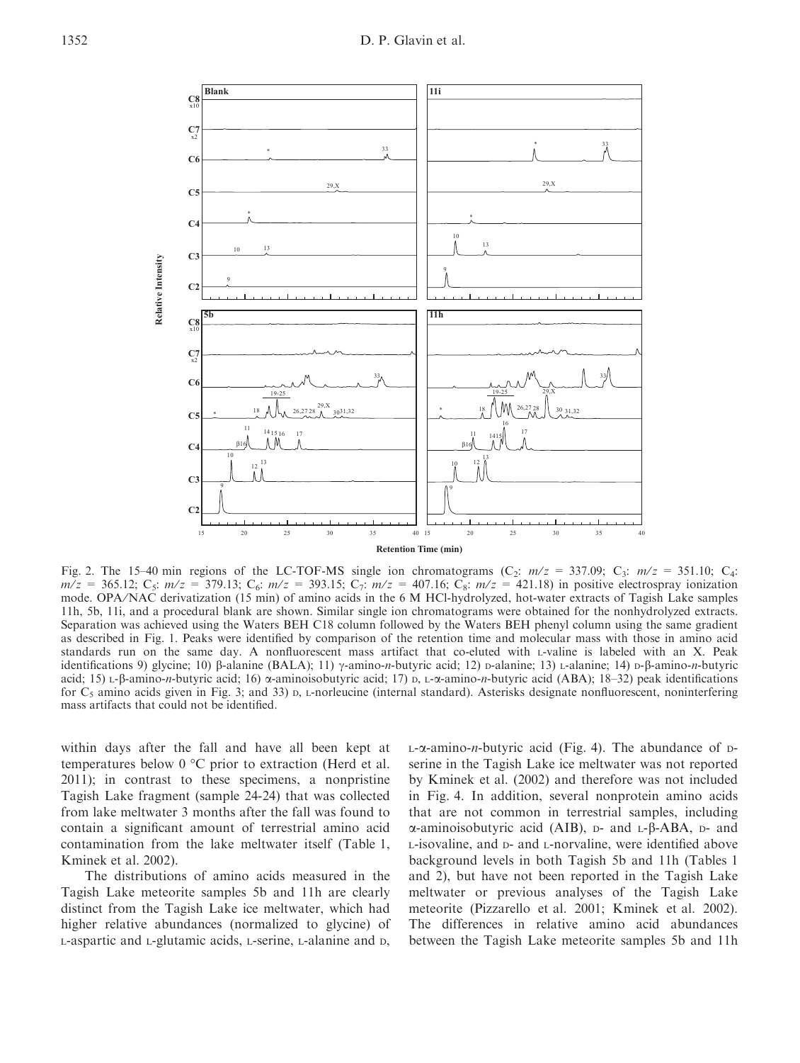Fig. 2. The 15–40 min regions of the LC-TOF-MS single ion chromatograms ($C_2$: $m/z$ = 337.09; $C_3$: $m/z$ = 351.10; $C_4$: $m/z$ = 365.12; $C_5$: $m/z$ = 379.13; $C_6$: $m/z$ = 393.15; $C_7$: $m/z$ = 407.16; $C_8$: $m/z$ = 421.18) in positive electrospray ionization mode. OPA/NAC derivatization (15 min) of amino acids in the 6 M HCl-hydrolyzed, hot-water extracts of Tagish Lake samples 11h, 5b, 11i, and a procedural blank are shown. Similar single ion chromatograms were obtained for the nonhydrolyzed extracts. Separation was achieved using the Waters BEH C18 column followed by the Waters BEH phenyl column using the same gradient as described in Fig. 1. Peaks were identified by comparison of the retention time and molecular mass with those in amino acid standards run on the same day. A nonfluorescent mass artifact that co-eluted with L-valine is labeled with an X. Peak identifications 9) glycine; 10) β-alanine (BALA); 11) γ-amino-*n*-butyric acid; 12) D-alanine; 13) L-alanine; 14) D-β-amino-*n*-butyric acid; 15) L-β-amino-*n*-butyric acid; 16) α-aminoisobutyric acid; 17) D, L-α-amino-*n*-butyric acid (ABA); 18–32) peak identifications for $C_5$ amino acids given in Fig. 3; and 33) D, L-norleucine (internal standard). Asterisks designate nonfluorescent, noninterfering mass artifacts that could not be identified.

within days after the fall and have all been kept at temperatures below 0 °C prior to extraction (Herd et al. 2011); in contrast to these specimens, a nonpristine Tagish Lake fragment (sample 24-24) that was collected from lake meltwater 3 months after the fall was found to contain a significant amount of terrestrial amino acid contamination from the lake meltwater itself (Table 1, Kminek et al. 2002).

The distributions of amino acids measured in the Tagish Lake meteorite samples 5b and 11h are clearly distinct from the Tagish Lake ice meltwater, which had higher relative abundances (normalized to glycine) of L-aspartic and L-glutamic acids, L-serine, L-alanine and D, L-α-amino-*n*-butyric acid (Fig. 4). The abundance of D-serine in the Tagish Lake ice meltwater was not reported by Kminek et al. (2002) and therefore was not included in Fig. 4. In addition, several nonprotein amino acids that are not common in terrestrial samples, including α-aminoisobutyric acid (AIB), D- and L-β-ABA, D- and L-isovaline, and D- and L-norvaline, were identified above background levels in both Tagish 5b and 11h (Tables 1 and 2), but have not been reported in the Tagish Lake meltwater or previous analyses of the Tagish Lake meteorite (Pizzarello et al. 2001; Kminek et al. 2002). The differences in relative amino acid abundances between the Tagish Lake meteorite samples 5b and 11h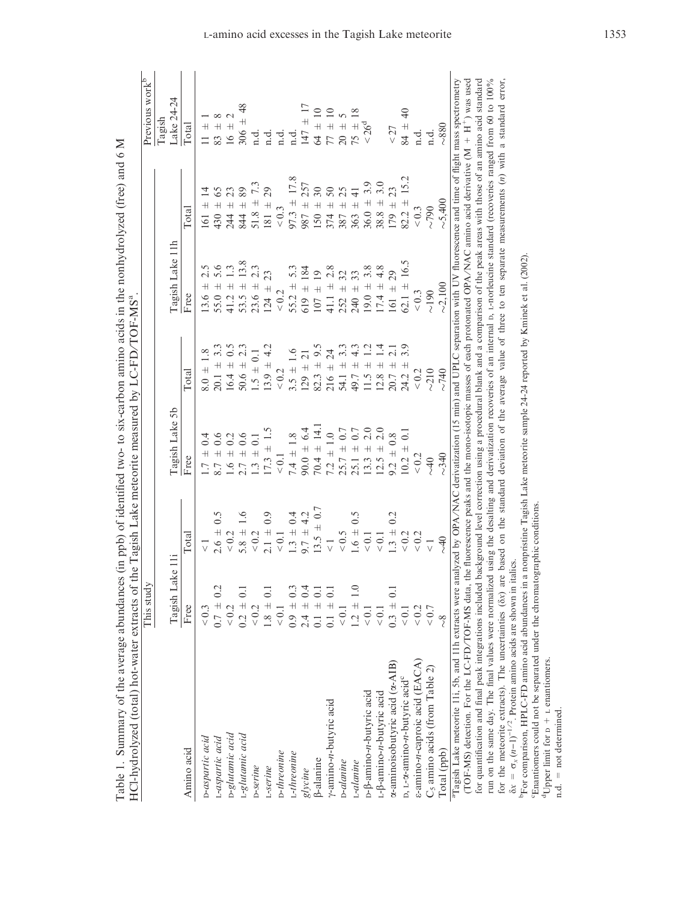Table 1. Summary of the average abundances (in ppb) of identified two- to six-carbon amino acids in the nonhydrolyzed (free) and 6 M HCl-hydrolyzed (total) hot-water extracts of the Tagish Lake meteorite measured by LC-FD/TOF-MS[a].

| | This study | | | | | | Previous work[b] |
|---|---|---|---|---|---|---|---|
| | Tagish Lake 11i | | Tagish Lake 5b | | Tagish Lake 11h | | Tagish Lake 24-24 |
| Amino acid | Free | Total | Free | Total | Free | Total | Total |
| *D-aspartic acid* | < 0.3 | < 1 | 1.7 ± 0.4 | 8.0 ± 1.8 | 13.6 ± 2.5 | 161 ± 14 | 11 ± 1 |
| *L-aspartic acid* | 0.7 ± 0.2 | 2.6 ± 0.5 | 8.7 ± 0.6 | 20.1 ± 3.3 | 55.0 ± 5.6 | 430 ± 65 | 83 ± 8 |
| *D-glutamic acid* | < 0.2 | < 0.2 | 1.6 ± 0.2 | 16.4 ± 0.5 | 41.2 ± 1.3 | 244 ± 23 | 16 ± 2 |
| *L-glutamic acid* | 0.2 ± 0.1 | 5.8 ± 1.6 | 2.7 ± 0.6 | 50.6 ± 2.3 | 53.5 ± 13.8 | 844 ± 89 | 306 ± 48 |
| *D-serine* | < 0.2 | < 0.2 | 1.3 ± 0.1 | 1.5 ± 0.1 | 23.6 ± 2.3 | 51.8 ± 7.3 | n.d. |
| *L-serine* | 1.8 ± 0.1 | 2.1 ± 0.9 | 17.3 ± 1.5 | 13.9 ± 4.2 | 124 ± 23 | 181 ± 29 | n.d. |
| *D-threonine* | < 0.1 | < 0.1 | < 0.1 | < 0.2 | < 0.2 | < 0.3 | n.d. |
| *L-threonine* | 0.9 ± 0.3 | 1.3 ± 0.4 | 7.4 ± 1.8 | 3.5 ± 1.6 | 55.2 ± 5.3 | 97.3 ± 17.8 | n.d. |
| *glycine* | 2.4 ± 0.4 | 9.7 ± 4.2 | 90.0 ± 6.4 | 129 ± 21 | 619 ± 184 | 987 ± 257 | 147 ± 17 |
| β-alanine | 0.1 ± 0.1 | 13.5 ± 0.7 | 70.4 ± 14.1 | 82.3 ± 9.5 | 107 ± 19 | 150 ± 30 | 64 ± 10 |
| γ-amino-*n*-butyric acid | 0.1 ± 0.1 | < 1 | 7.2 ± 1.0 | 216 ± 24 | 41.1 ± 2.8 | 374 ± 50 | 77 ± 10 |
| *D-alanine* | < 0.1 | < 0.5 | 25.7 ± 0.7 | 54.1 ± 3.3 | 252 ± 32 | 387 ± 25 | 20 ± 5 |
| *L-alanine* | 1.2 ± 1.0 | 1.6 ± 0.5 | 25.1 ± 0.7 | 49.7 ± 4.3 | 240 ± 33 | 363 ± 41 | 75 ± 18 |
| D-β-amino-*n*-butyric acid | < 0.1 | < 0.1 | 13.3 ± 2.0 | 11.5 ± 1.2 | 19.0 ± 3.8 | 36.0 ± 3.9 | < 26[d] |
| L-β-amino-*n*-butyric acid | < 0.1 | < 0.1 | 12.5 ± 2.0 | 12.8 ± 1.4 | 17.4 ± 4.8 | 38.8 ± 3.0 | |
| α-aminoisobutyric acid (α-AIB) | 0.3 ± 0.1 | 1.3 ± 0.2 | 9.2 ± 0.8 | 20.7 ± 2.1 | 161 ± 29 | 179 ± 23 | < 27 |
| D, L-α-amino-*n*-butyric acid[c] | < 0.1 | < 0.2 | 10.2 ± 0.1 | 24.2 ± 3.9 | 62.1 ± 16.5 | 82.2 ± 15.2 | 84 ± 40 |
| ε-amino-*n*-caproic acid (EACA) | < 0.2 | < 0.2 | < 0.2 | < 0.2 | < 0.3 | < 0.3 | n.d. |
| $C_5$ amino acids (from Table 2) | < 0.7 | < 1 | ~40 | ~210 | ~190 | ~790 | n.d. |
| Total (ppb) | ~8 | ~40 | ~340 | ~740 | ~2,100 | ~5,400 | ~880 |

[a]Tagish Lake meteorite 11i, 5b, and 11h extracts were analyzed by OPA/NAC derivatization (15 min) and UPLC separation with UV fluorescence and time of flight mass spectrometry (TOF-MS) detection. For the LC-FD/TOF-MS data, the fluorescence peaks and the mono-isotopic masses of each protonated OPA/NAC amino acid derivative $(M + H^+)$ was used for quantification and final peak integrations included background level correction using a procedural blank and a comparison of the peak areas with those of an amino acid standard run on the same day. The final values were normalized using the desalting and derivatization recoveries of an internal D, L-norleucine standard (recoveries ranged from 60 to 100% for the meteorite extracts). The uncertainties ($\delta x$) are based on the standard deviation of the average value of three to ten separate measurements ($n$) with a standard error, $\delta x = \sigma_x (n-1)^{-1/2}$. Protein amino acids are shown in italics.

[b]For comparison, HPLC-FD amino acid abundances in a nonpristine Tagish Lake meteorite sample 24-24 reported by Kminek et al. (2002).

[c]Enantiomers could not be separated under the chromatographic conditions.

[d]Upper limit for D + L enantiomers.

n.d. = not determined.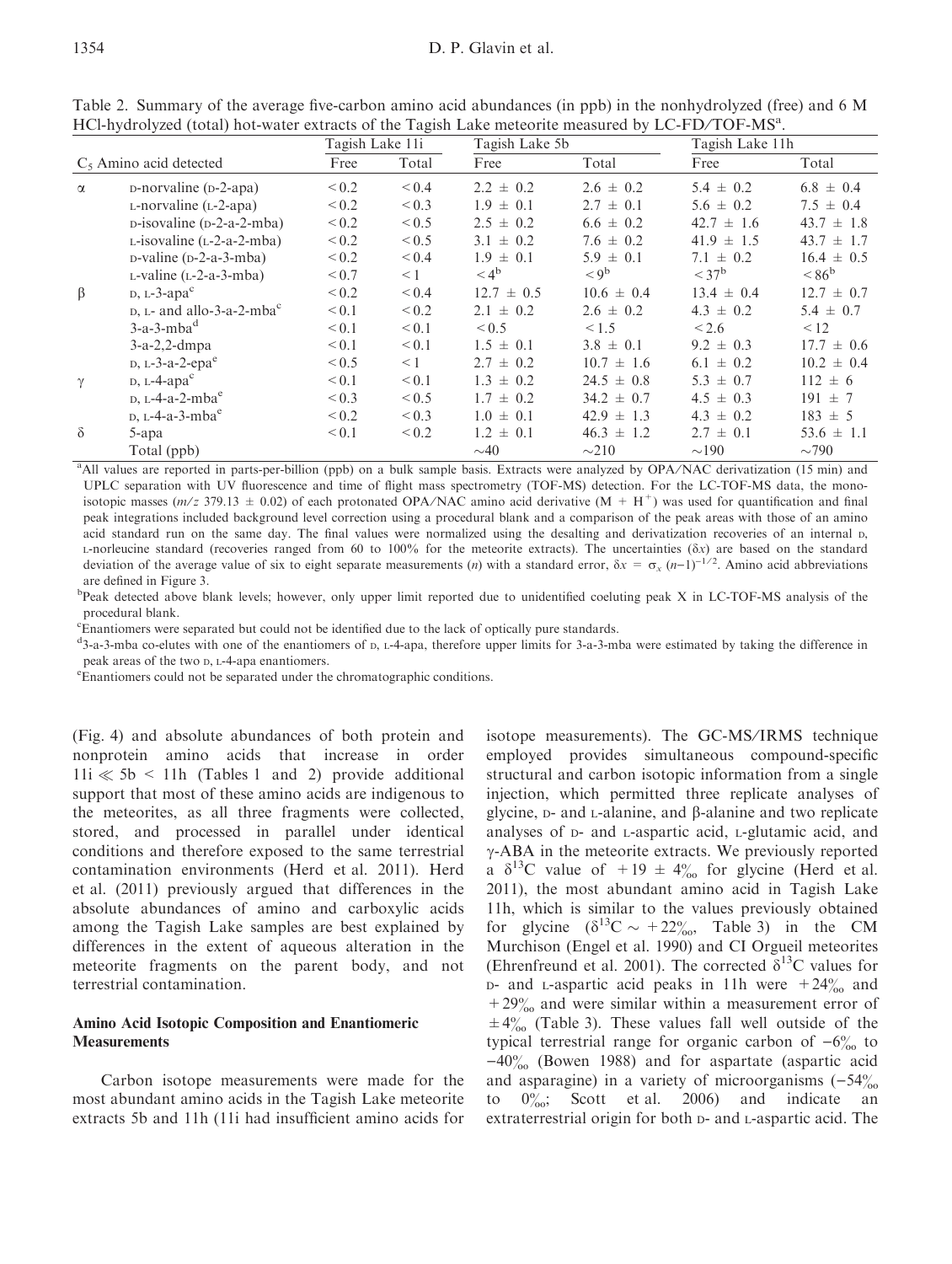Table 2. Summary of the average five-carbon amino acid abundances (in ppb) in the nonhydrolyzed (free) and 6 M HCl-hydrolyzed (total) hot-water extracts of the Tagish Lake meteorite measured by LC-FD/TOF-MS[a].

| | $C_5$ Amino acid detected | Tagish Lake 11i | | Tagish Lake 5b | | Tagish Lake 11h | |
|---|---|---|---|---|---|---|---|
| | | Free | Total | Free | Total | Free | Total |
| α | D-norvaline (D-2-apa) | < 0.2 | < 0.4 | 2.2 ± 0.2 | 2.6 ± 0.2 | 5.4 ± 0.2 | 6.8 ± 0.4 |
| | L-norvaline (L-2-apa) | < 0.2 | < 0.3 | 1.9 ± 0.1 | 2.7 ± 0.1 | 5.6 ± 0.2 | 7.5 ± 0.4 |
| | D-isovaline (D-2-a-2-mba) | < 0.2 | < 0.5 | 2.5 ± 0.2 | 6.6 ± 0.2 | 42.7 ± 1.6 | 43.7 ± 1.8 |
| | L-isovaline (L-2-a-2-mba) | < 0.2 | < 0.5 | 3.1 ± 0.2 | 7.6 ± 0.2 | 41.9 ± 1.5 | 43.7 ± 1.7 |
| | D-valine (D-2-a-3-mba) | < 0.2 | < 0.4 | 1.9 ± 0.1 | 5.9 ± 0.1 | 7.1 ± 0.2 | 16.4 ± 0.5 |
| | L-valine (L-2-a-3-mba) | < 0.7 | < 1 | < 4[b] | < 9[b] | < 37[b] | < 86[b] |
| β | D, L-3-apa[c] | < 0.2 | < 0.4 | 12.7 ± 0.5 | 10.6 ± 0.4 | 13.4 ± 0.4 | 12.7 ± 0.7 |
| | D, L- and allo-3-a-2-mba[c] | < 0.1 | < 0.2 | 2.1 ± 0.2 | 2.6 ± 0.2 | 4.3 ± 0.2 | 5.4 ± 0.7 |
| | 3-a-3-mba[d] | < 0.1 | < 0.1 | < 0.5 | < 1.5 | < 2.6 | < 12 |
| | 3-a-2,2-dmpa | < 0.1 | < 0.1 | 1.5 ± 0.1 | 3.8 ± 0.1 | 9.2 ± 0.3 | 17.7 ± 0.6 |
| | D, L-3-a-2-epa[e] | < 0.5 | < 1 | 2.7 ± 0.2 | 10.7 ± 1.6 | 6.1 ± 0.2 | 10.2 ± 0.4 |
| γ | D, L-4-apa[c] | < 0.1 | < 0.1 | 1.3 ± 0.2 | 24.5 ± 0.8 | 5.3 ± 0.7 | 112 ± 6 |
| | D, L-4-a-2-mba[e] | < 0.3 | < 0.5 | 1.7 ± 0.2 | 34.2 ± 0.7 | 4.5 ± 0.3 | 191 ± 7 |
| | D, L-4-a-3-mba[e] | < 0.2 | < 0.3 | 1.0 ± 0.1 | 42.9 ± 1.3 | 4.3 ± 0.2 | 183 ± 5 |
| δ | 5-apa | < 0.1 | < 0.2 | 1.2 ± 0.1 | 46.3 ± 1.2 | 2.7 ± 0.1 | 53.6 ± 1.1 |
| | Total (ppb) | | | ~40 | ~210 | ~190 | ~790 |

[a]All values are reported in parts-per-billion (ppb) on a bulk sample basis. Extracts were analyzed by OPA/NAC derivatization (15 min) and UPLC separation with UV fluorescence and time of flight mass spectrometry (TOF-MS) detection. For the LC-TOF-MS data, the mono-isotopic masses ($m/z$ 379.13 ± 0.02) of each protonated OPA/NAC amino acid derivative ($M + H^+$) was used for quantification and final peak integrations included background level correction using a procedural blank and a comparison of the peak areas with those of an amino acid standard run on the same day. The final values were normalized using the desalting and derivatization recoveries of an internal D, L-norleucine standard (recoveries ranged from 60 to 100% for the meteorite extracts). The uncertainties ($\delta x$) are based on the standard deviation of the average value of six to eight separate measurements ($n$) with a standard error, $\delta x = \sigma_x (n-1)^{-1/2}$. Amino acid abbreviations are defined in Figure 3.

[b]Peak detected above blank levels; however, only upper limit reported due to unidentified coeluting peak X in LC-TOF-MS analysis of the procedural blank.

[c]Enantiomers were separated but could not be identified due to the lack of optically pure standards.

[d]3-a-3-mba co-elutes with one of the enantiomers of D, L-4-apa, therefore upper limits for 3-a-3-mba were estimated by taking the difference in peak areas of the two D, L-4-apa enantiomers.

[e]Enantiomers could not be separated under the chromatographic conditions.

(Fig. 4) and absolute abundances of both protein and nonprotein amino acids that increase in order 11i ≪ 5b < 11h (Tables 1 and 2) provide additional support that most of these amino acids are indigenous to the meteorites, as all three fragments were collected, stored, and processed in parallel under identical conditions and therefore exposed to the same terrestrial contamination environments (Herd et al. 2011). Herd et al. (2011) previously argued that differences in the absolute abundances of amino and carboxylic acids among the Tagish Lake samples are best explained by differences in the extent of aqueous alteration in the meteorite fragments on the parent body, and not terrestrial contamination.

### Amino Acid Isotopic Composition and Enantiomeric Measurements

Carbon isotope measurements were made for the most abundant amino acids in the Tagish Lake meteorite extracts 5b and 11h (11i had insufficient amino acids for isotope measurements). The GC-MS/IRMS technique employed provides simultaneous compound-specific structural and carbon isotopic information from a single injection, which permitted three replicate analyses of glycine, D- and L-alanine, and β-alanine and two replicate analyses of D- and L-aspartic acid, L-glutamic acid, and γ-ABA in the meteorite extracts. We previously reported a $\delta^{13}C$ value of +19 ± 4‰ for glycine (Herd et al. 2011), the most abundant amino acid in Tagish Lake 11h, which is similar to the values previously obtained for glycine ($\delta^{13}C \sim +22$‰, Table 3) in the CM Murchison (Engel et al. 1990) and CI Orgueil meteorites (Ehrenfreund et al. 2001). The corrected $\delta^{13}C$ values for D- and L-aspartic acid peaks in 11h were +24‰ and +29‰ and were similar within a measurement error of ±4‰ (Table 3). These values fall well outside of the typical terrestrial range for organic carbon of −6‰ to −40‰ (Bowen 1988) and for aspartate (aspartic acid and asparagine) in a variety of microorganisms (−54‰ to 0‰; Scott et al. 2006) and indicate an extraterrestrial origin for both D- and L-aspartic acid. The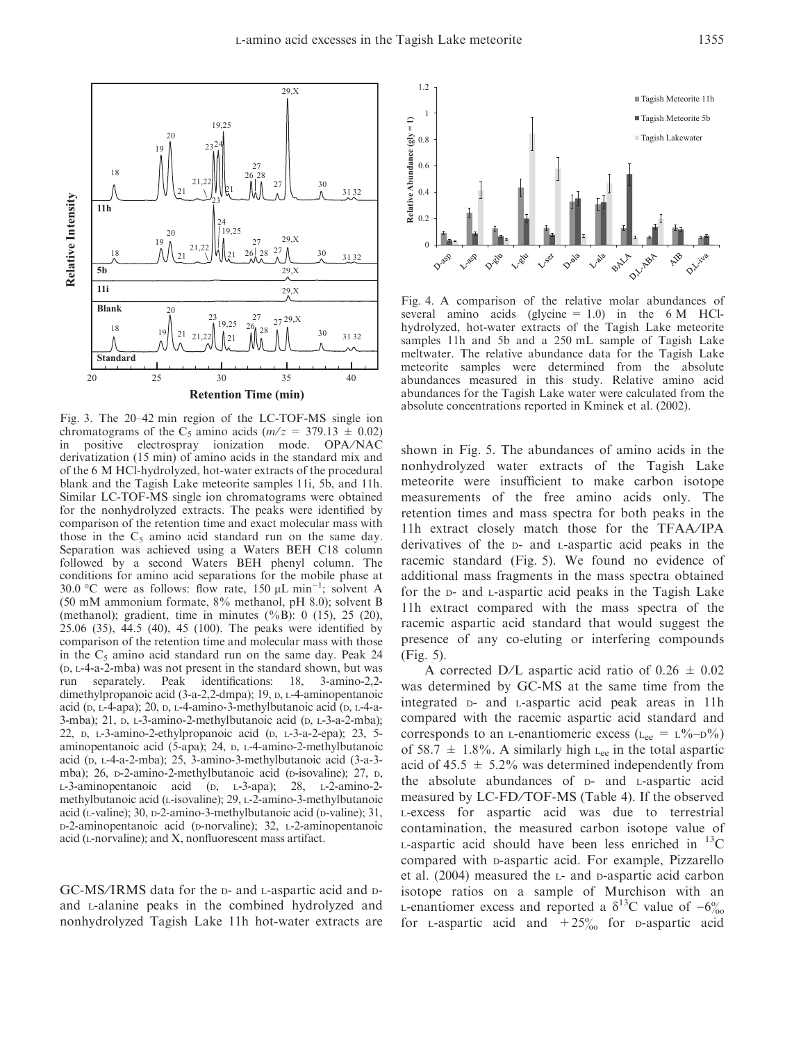Fig. 3. The 20–42 min region of the LC-TOF-MS single ion chromatograms of the $C_5$ amino acids ($m/z$ = 379.13 ± 0.02) in positive electrospray ionization mode. OPA/NAC derivatization (15 min) of amino acids in the standard mix and of the 6 M HCl-hydrolyzed, hot-water extracts of the procedural blank and the Tagish Lake meteorite samples 11i, 5b, and 11h. Similar LC-TOF-MS single ion chromatograms were obtained for the nonhydrolyzed extracts. The peaks were identified by comparison of the retention time and exact molecular mass with those in the $C_5$ amino acid standard run on the same day. Separation was achieved using a Waters BEH C18 column followed by a second Waters BEH phenyl column. The conditions for amino acid separations for the mobile phase at 30.0 °C were as follows: flow rate, 150 μL min$^{-1}$; solvent A (50 mM ammonium formate, 8% methanol, pH 8.0); solvent B (methanol); gradient, time in minutes (%B): 0 (15), 25 (20), 25.06 (35), 44.5 (40), 45 (100). The peaks were identified by comparison of the retention time and molecular mass with those in the $C_5$ amino acid standard run on the same day. Peak 24 (D, L-4-a-2-mba) was not present in the standard shown, but was run separately. Peak identifications: 18, 3-amino-2,2-dimethylpropanoic acid (3-a-2,2-dmpa); 19, D, L-4-aminopentanoic acid (D, L-4-apa); 20, D, L-4-amino-3-methylbutanoic acid (D, L-4-a-3-mba); 21, D, L-3-amino-2-methylbutanoic acid (D, L-3-a-2-mba); 22, D, L-3-amino-2-ethylpropanoic acid (D, L-3-a-2-epa); 23, 5-aminopentanoic acid (5-apa); 24, D, L-4-amino-2-methylbutanoic acid (D, L-4-a-2-mba); 25, 3-amino-3-methylbutanoic acid (3-a-3-mba); 26, D-2-amino-2-methylbutanoic acid (D-isovaline); 27, D, L-3-aminopentanoic acid (D, L-3-apa); 28, L-2-amino-2-methylbutanoic acid (L-isovaline); 29, L-2-amino-3-methylbutanoic acid (L-valine); 30, D-2-amino-3-methylbutanoic acid (D-valine); 31, D-2-aminopentanoic acid (D-norvaline); 32, L-2-aminopentanoic acid (L-norvaline); and X, nonfluorescent mass artifact.

Fig. 4. A comparison of the relative molar abundances of several amino acids (glycine = 1.0) in the 6 M HCl-hydrolyzed, hot-water extracts of the Tagish Lake meteorite samples 11h and 5b and a 250 mL sample of Tagish Lake meltwater. The relative abundance data for the Tagish Lake meteorite samples were determined from the absolute abundances measured in this study. Relative amino acid abundances for the Tagish Lake water were calculated from the absolute concentrations reported in Kminek et al. (2002).

GC-MS/IRMS data for the D- and L-aspartic acid and D- and L-alanine peaks in the combined hydrolyzed and nonhydrolyzed Tagish Lake 11h hot-water extracts are shown in Fig. 5. The abundances of amino acids in the nonhydrolyzed water extracts of the Tagish Lake meteorite were insufficient to make carbon isotope measurements of the free amino acids only. The retention times and mass spectra for both peaks in the 11h extract closely match those for the TFAA/IPA derivatives of the D- and L-aspartic acid peaks in the racemic standard (Fig. 5). We found no evidence of additional mass fragments in the mass spectra obtained for the D- and L-aspartic acid peaks in the Tagish Lake 11h extract compared with the mass spectra of the racemic aspartic acid standard that would suggest the presence of any co-eluting or interfering compounds (Fig. 5).

A corrected D/L aspartic acid ratio of 0.26 ± 0.02 was determined by GC-MS at the same time from the integrated D- and L-aspartic acid peak areas in 11h compared with the racemic aspartic acid standard and corresponds to an L-enantiomeric excess ($L_{ee}$ = L%–D%) of 58.7 ± 1.8%. A similarly high $L_{ee}$ in the total aspartic acid of 45.5 ± 5.2% was determined independently from the absolute abundances of D- and L-aspartic acid measured by LC-FD/TOF-MS (Table 4). If the observed L-excess for aspartic acid was due to terrestrial contamination, the measured carbon isotope value of L-aspartic acid should have been less enriched in $^{13}C$ compared with D-aspartic acid. For example, Pizzarello et al. (2004) measured the L- and D-aspartic acid carbon isotope ratios on a sample of Murchison with an L-enantiomer excess and reported a $\delta^{13}C$ value of −6‰ for L-aspartic acid and +25‰ for D-aspartic acid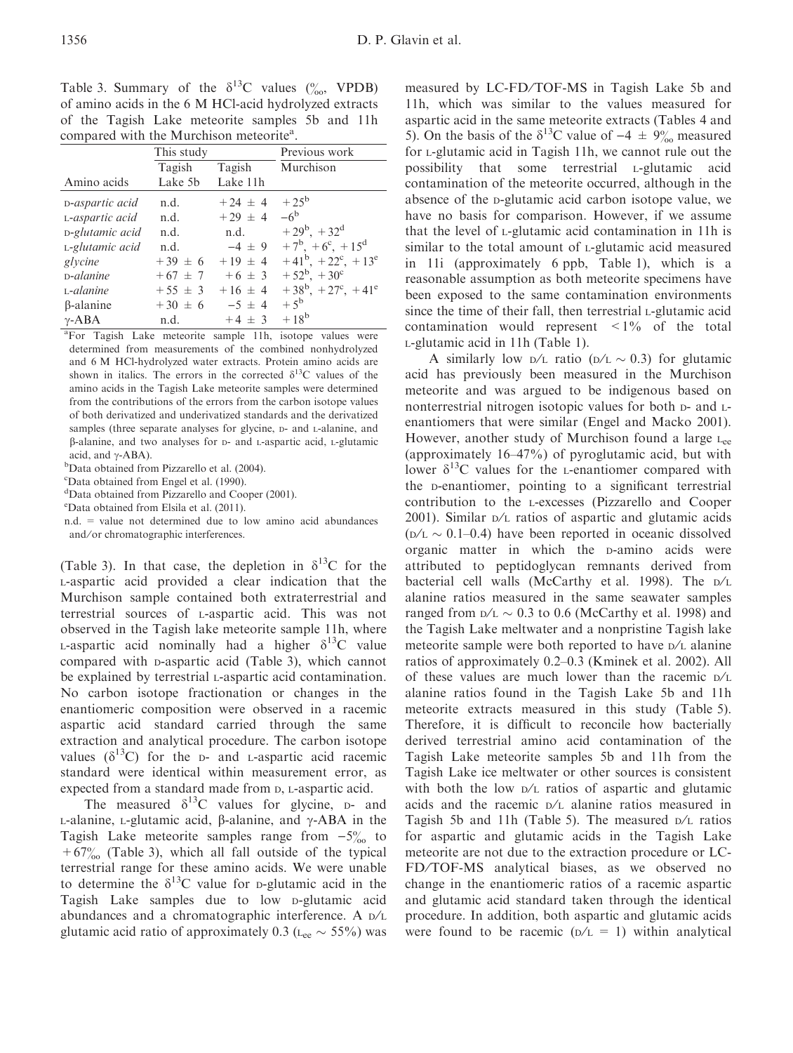Table 3. Summary of the $\delta^{13}C$ values (‰, VPDB) of amino acids in the 6 M HCl-acid hydrolyzed extracts of the Tagish Lake meteorite samples 5b and 11h compared with the Murchison meteorite[a].

| | This study | | Previous work |
|---|---|---|---|
| Amino acids | Tagish Lake 5b | Tagish Lake 11h | Murchison |
| *D-aspartic acid* | n.d. | +24 ± 4 | +25[b] |
| *L-aspartic acid* | n.d. | +29 ± 4 | −6[b] |
| *D-glutamic acid* | n.d. | n.d. | +29[b], +32[d] |
| *L-glutamic acid* | n.d. | −4 ± 9 | +7[b], +6[c], +15[d] |
| *glycine* | +39 ± 6 | +19 ± 4 | +41[b], +22[c], +13[e] |
| *D-alanine* | +67 ± 7 | +6 ± 3 | +52[b], +30[c] |
| *L-alanine* | +55 ± 3 | +16 ± 4 | +38[b], +27[c], +41[e] |
| β-alanine | +30 ± 6 | −5 ± 4 | +5[b] |
| γ-ABA | n.d. | +4 ± 3 | +18[b] |

[a]For Tagish Lake meteorite sample 11h, isotope values were determined from measurements of the combined nonhydrolyzed and 6 M HCl-hydrolyzed water extracts. Protein amino acids are shown in italics. The errors in the corrected $\delta^{13}C$ values of the amino acids in the Tagish Lake meteorite samples were determined from the contributions of the errors from the carbon isotope values of both derivatized and underivatized standards and the derivatized samples (three separate analyses for glycine, D- and L-alanine, and β-alanine, and two analyses for D- and L-aspartic acid, L-glutamic acid, and γ-ABA).

[b]Data obtained from Pizzarello et al. (2004).

[c]Data obtained from Engel et al. (1990).

[d]Data obtained from Pizzarello and Cooper (2001).

[e]Data obtained from Elsila et al. (2011).

n.d. = value not determined due to low amino acid abundances and/or chromatographic interferences.

(Table 3). In that case, the depletion in $\delta^{13}C$ for the L-aspartic acid provided a clear indication that the Murchison sample contained both extraterrestrial and terrestrial sources of L-aspartic acid. This was not observed in the Tagish lake meteorite sample 11h, where L-aspartic acid nominally had a higher $\delta^{13}C$ value compared with D-aspartic acid (Table 3), which cannot be explained by terrestrial L-aspartic acid contamination. No carbon isotope fractionation or changes in the enantiomeric composition were observed in a racemic aspartic acid standard carried through the same extraction and analytical procedure. The carbon isotope values ($\delta^{13}C$) for the D- and L-aspartic acid racemic standard were identical within measurement error, as expected from a standard made from D, L-aspartic acid.

The measured $\delta^{13}C$ values for glycine, D- and L-alanine, L-glutamic acid, β-alanine, and γ-ABA in the Tagish Lake meteorite samples range from −5‰ to +67‰ (Table 3), which all fall outside of the typical terrestrial range for these amino acids. We were unable to determine the $\delta^{13}C$ value for D-glutamic acid in the Tagish Lake samples due to low D-glutamic acid abundances and a chromatographic interference. A D/L glutamic acid ratio of approximately 0.3 ($L_{ee}$ ~ 55%) was measured by LC-FD/TOF-MS in Tagish Lake 5b and 11h, which was similar to the values measured for aspartic acid in the same meteorite extracts (Tables 4 and 5). On the basis of the $\delta^{13}C$ value of −4 ± 9‰ measured for L-glutamic acid in Tagish 11h, we cannot rule out the possibility that some terrestrial L-glutamic acid contamination of the meteorite occurred, although in the absence of the D-glutamic acid carbon isotope value, we have no basis for comparison. However, if we assume that the level of L-glutamic acid contamination in 11h is similar to the total amount of L-glutamic acid measured in 11i (approximately 6 ppb, Table 1), which is a reasonable assumption as both meteorite specimens have been exposed to the same contamination environments since the time of their fall, then terrestrial L-glutamic acid contamination would represent <1% of the total L-glutamic acid in 11h (Table 1).

A similarly low D/L ratio (D/L ~ 0.3) for glutamic acid has previously been measured in the Murchison meteorite and was argued to be indigenous based on nonterrestrial nitrogen isotopic values for both D- and L-enantiomers that were similar (Engel and Macko 2001). However, another study of Murchison found a large $L_{ee}$ (approximately 16–47%) of pyroglutamic acid, but with lower $\delta^{13}C$ values for the L-enantiomer compared with the D-enantiomer, pointing to a significant terrestrial contribution to the L-excesses (Pizzarello and Cooper 2001). Similar D/L ratios of aspartic and glutamic acids (D/L ~ 0.1–0.4) have been reported in oceanic dissolved organic matter in which the D-amino acids were attributed to peptidoglycan remnants derived from bacterial cell walls (McCarthy et al. 1998). The D/L alanine ratios measured in the same seawater samples ranged from D/L ~ 0.3 to 0.6 (McCarthy et al. 1998) and the Tagish Lake meltwater and a nonpristine Tagish lake meteorite sample were both reported to have D/L alanine ratios of approximately 0.2–0.3 (Kminek et al. 2002). All of these values are much lower than the racemic D/L alanine ratios found in the Tagish Lake 5b and 11h meteorite extracts measured in this study (Table 5). Therefore, it is difficult to reconcile how bacterially derived terrestrial amino acid contamination of the Tagish Lake meteorite samples 5b and 11h from the Tagish Lake ice meltwater or other sources is consistent with both the low D/L ratios of aspartic and glutamic acids and the racemic D/L alanine ratios measured in Tagish 5b and 11h (Table 5). The measured D/L ratios for aspartic and glutamic acids in the Tagish Lake meteorite are not due to the extraction procedure or LC-FD/TOF-MS analytical biases, as we observed no change in the enantiomeric ratios of a racemic aspartic and glutamic acid standard taken through the identical procedure. In addition, both aspartic and glutamic acids were found to be racemic (D/L = 1) within analytical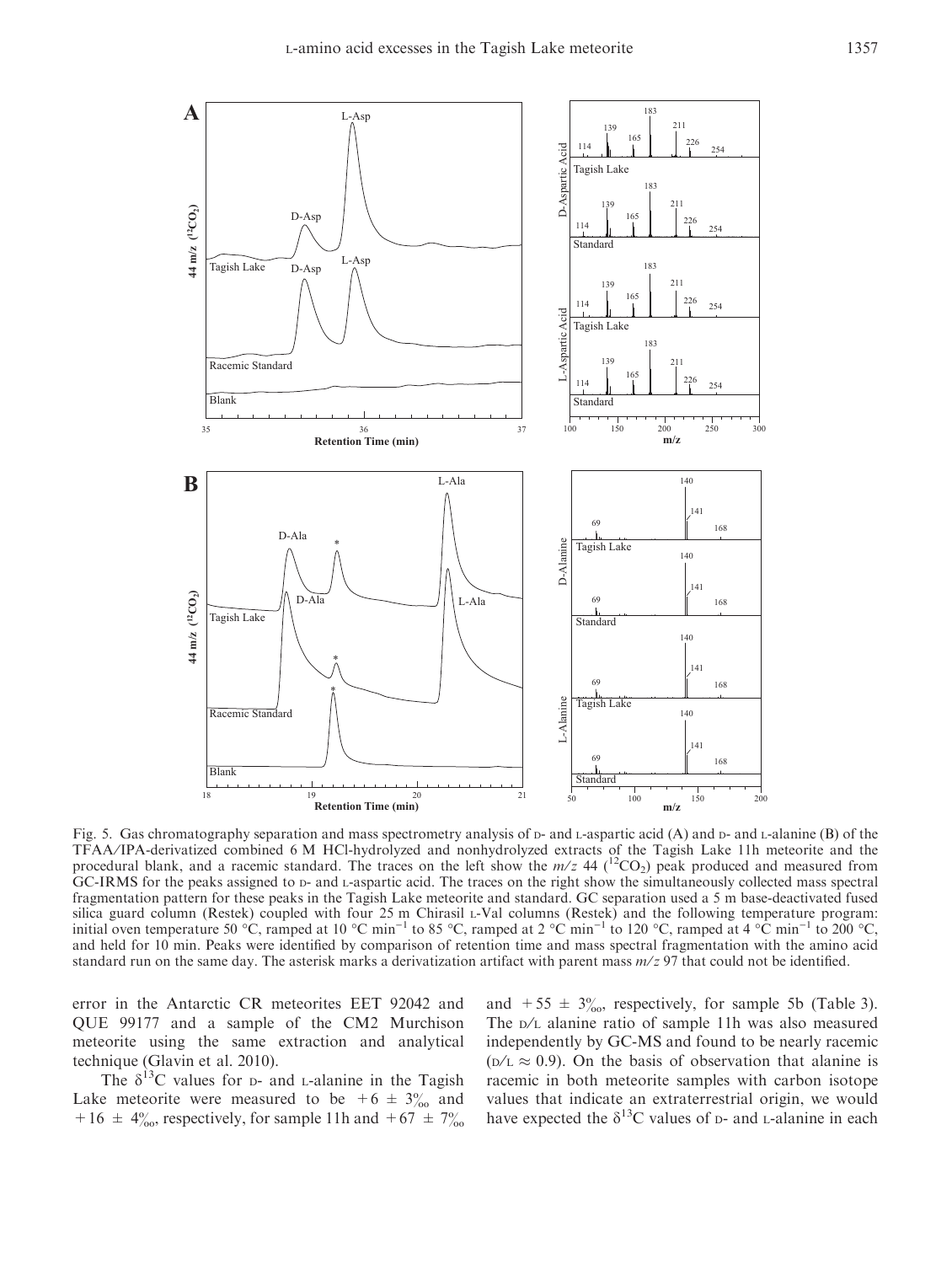Fig. 5. Gas chromatography separation and mass spectrometry analysis of D- and L-aspartic acid (A) and D- and L-alanine (B) of the TFAA/IPA-derivatized combined 6 M HCl-hydrolyzed and nonhydrolyzed extracts of the Tagish Lake 11h meteorite and the procedural blank, and a racemic standard. The traces on the left show the $m/z$ 44 ($^{12}CO_2$) peak produced and measured from GC-IRMS for the peaks assigned to D- and L-aspartic acid. The traces on the right show the simultaneously collected mass spectral fragmentation pattern for these peaks in the Tagish Lake meteorite and standard. GC separation used a 5 m base-deactivated fused silica guard column (Restek) coupled with four 25 m Chirasil L-Val columns (Restek) and the following temperature program: initial oven temperature 50 °C, ramped at 10 °C min$^{-1}$ to 85 °C, ramped at 2 °C min$^{-1}$ to 120 °C, ramped at 4 °C min$^{-1}$ to 200 °C, and held for 10 min. Peaks were identified by comparison of retention time and mass spectral fragmentation with the amino acid standard run on the same day. The asterisk marks a derivatization artifact with parent mass $m/z$ 97 that could not be identified.

error in the Antarctic CR meteorites EET 92042 and QUE 99177 and a sample of the CM2 Murchison meteorite using the same extraction and analytical technique (Glavin et al. 2010).

The $\delta^{13}C$ values for D- and L-alanine in the Tagish Lake meteorite were measured to be $+6 \pm 3‰$ and $+16 \pm 4‰$, respectively, for sample 11h and $+67 \pm 7‰$ and $+55 \pm 3‰$, respectively, for sample 5b (Table 3). The D/L alanine ratio of sample 11h was also measured independently by GC-MS and found to be nearly racemic (D/L $\approx$ 0.9). On the basis of observation that alanine is racemic in both meteorite samples with carbon isotope values that indicate an extraterrestrial origin, we would have expected the $\delta^{13}C$ values of D- and L-alanine in each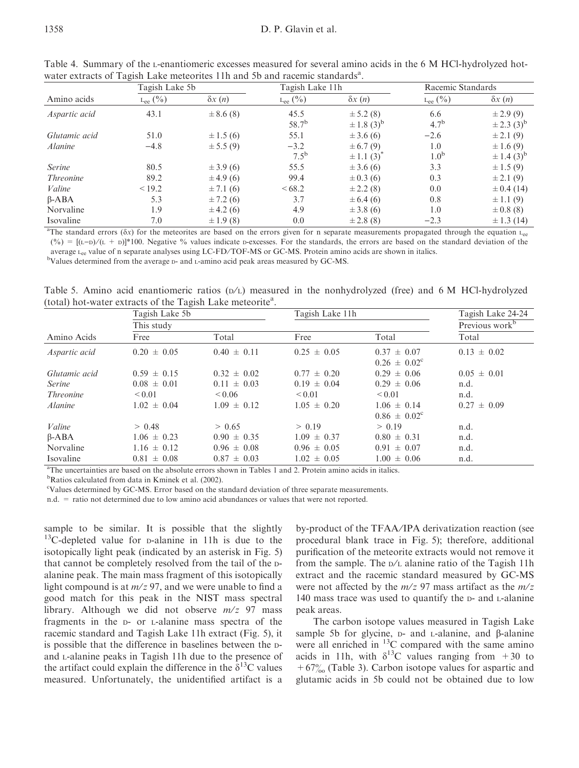Table 4. Summary of the L-enantiomeric excesses measured for several amino acids in the 6 M HCl-hydrolyzed hot-water extracts of Tagish Lake meteorites 11h and 5b and racemic standards[a].

| | Tagish Lake 5b | | Tagish Lake 11h | | Racemic Standards | |
|---|---|---|---|---|---|---|
| Amino acids | $L_{ee}$ (%) | $\delta x$ ($n$) | $L_{ee}$ (%) | $\delta x$ ($n$) | $L_{ee}$ (%) | $\delta x$ ($n$) |
| *Aspartic acid* | 43.1 | ± 8.6 (8) | 45.5 | ± 5.2 (8) | 6.6 | ± 2.9 (9) |
| | | | 58.7[b] | ± 1.8 (3)[b] | 4.7[b] | ± 2.3 (3)[b] |
| *Glutamic acid* | 51.0 | ± 1.5 (6) | 55.1 | ± 3.6 (6) | −2.6 | ± 2.1 (9) |
| *Alanine* | −4.8 | ± 5.5 (9) | −3.2 | ± 6.7 (9) | 1.0 | ± 1.6 (9) |
| | | | 7.5[b] | ± 1.1 (3)* | 1.0[b] | ± 1.4 (3)[b] |
| *Serine* | 80.5 | ± 3.9 (6) | 55.5 | ± 3.6 (6) | 3.3 | ± 1.5 (9) |
| *Threonine* | 89.2 | ± 4.9 (6) | 99.4 | ± 0.3 (6) | 0.3 | ± 2.1 (9) |
| *Valine* | < 19.2 | ± 7.1 (6) | < 68.2 | ± 2.2 (8) | 0.0 | ± 0.4 (14) |
| β-ABA | 5.3 | ± 7.2 (6) | 3.7 | ± 6.4 (6) | 0.8 | ± 1.1 (9) |
| Norvaline | 1.9 | ± 4.2 (6) | 4.9 | ± 3.8 (6) | 1.0 | ± 0.8 (8) |
| Isovaline | 7.0 | ± 1.9 (8) | 0.0 | ± 2.8 (8) | −2.3 | ± 1.3 (14) |

[a]The standard errors ($\delta x$) for the meteorites are based on the errors given for n separate measurements propagated through the equation $L_{ee}$ (%) = [(L−D)/(L + D)]*100. Negative % values indicate D-excesses. For the standards, the errors are based on the standard deviation of the average $L_{ee}$ value of n separate analyses using LC-FD/TOF-MS or GC-MS. Protein amino acids are shown in italics.

[b]Values determined from the average D- and L-amino acid peak areas measured by GC-MS.

Table 5. Amino acid enantiomeric ratios (D/L) measured in the nonhydrolyzed (free) and 6 M HCl-hydrolyzed (total) hot-water extracts of the Tagish Lake meteorite[a].

| | Tagish Lake 5b | | Tagish Lake 11h | | Tagish Lake 24-24 |
|---|---|---|---|---|---|
| | This study | | | | Previous work[b] |
| Amino Acids | Free | Total | Free | Total | Total |
| *Aspartic acid* | 0.20 ± 0.05 | 0.40 ± 0.11 | 0.25 ± 0.05 | 0.37 ± 0.07 | 0.13 ± 0.02 |
| | | | | 0.26 ± 0.02[c] | |
| *Glutamic acid* | 0.59 ± 0.15 | 0.32 ± 0.02 | 0.77 ± 0.20 | 0.29 ± 0.06 | 0.05 ± 0.01 |
| *Serine* | 0.08 ± 0.01 | 0.11 ± 0.03 | 0.19 ± 0.04 | 0.29 ± 0.06 | n.d. |
| *Threonine* | < 0.01 | < 0.06 | < 0.01 | < 0.01 | n.d. |
| *Alanine* | 1.02 ± 0.04 | 1.09 ± 0.12 | 1.05 ± 0.20 | 1.06 ± 0.14 | 0.27 ± 0.09 |
| | | | | 0.86 ± 0.02[c] | |
| *Valine* | > 0.48 | > 0.65 | > 0.19 | > 0.19 | n.d. |
| β-ABA | 1.06 ± 0.23 | 0.90 ± 0.35 | 1.09 ± 0.37 | 0.80 ± 0.31 | n.d. |
| Norvaline | 1.16 ± 0.12 | 0.96 ± 0.08 | 0.96 ± 0.05 | 0.91 ± 0.07 | n.d. |
| Isovaline | 0.81 ± 0.08 | 0.87 ± 0.03 | 1.02 ± 0.05 | 1.00 ± 0.06 | n.d. |

[a]The uncertainties are based on the absolute errors shown in Tables 1 and 2. Protein amino acids in italics.

[b]Ratios calculated from data in Kminek et al. (2002).

[c]Values determined by GC-MS. Error based on the standard deviation of three separate measurements.

n.d. = ratio not determined due to low amino acid abundances or values that were not reported.

sample to be similar. It is possible that the slightly $^{13}$C-depleted value for D-alanine in 11h is due to the isotopically light peak (indicated by an asterisk in Fig. 5) that cannot be completely resolved from the tail of the D-alanine peak. The main mass fragment of this isotopically light compound is at $m/z$ 97, and we were unable to find a good match for this peak in the NIST mass spectral library. Although we did not observe $m/z$ 97 mass fragments in the D- or L-alanine mass spectra of the racemic standard and Tagish Lake 11h extract (Fig. 5), it is possible that the difference in baselines between the D- and L-alanine peaks in Tagish 11h due to the presence of the artifact could explain the difference in the $\delta^{13}$C values measured. Unfortunately, the unidentified artifact is a by-product of the TFAA/IPA derivatization reaction (see procedural blank trace in Fig. 5); therefore, additional purification of the meteorite extracts would not remove it from the sample. The D/L alanine ratio of the Tagish 11h extract and the racemic standard measured by GC-MS were not affected by the $m/z$ 97 mass artifact as the $m/z$ 140 mass trace was used to quantify the D- and L-alanine peak areas.

The carbon isotope values measured in Tagish Lake sample 5b for glycine, D- and L-alanine, and β-alanine were all enriched in $^{13}$C compared with the same amino acids in 11h, with $\delta^{13}$C values ranging from +30 to +67‰ (Table 3). Carbon isotope values for aspartic and glutamic acids in 5b could not be obtained due to low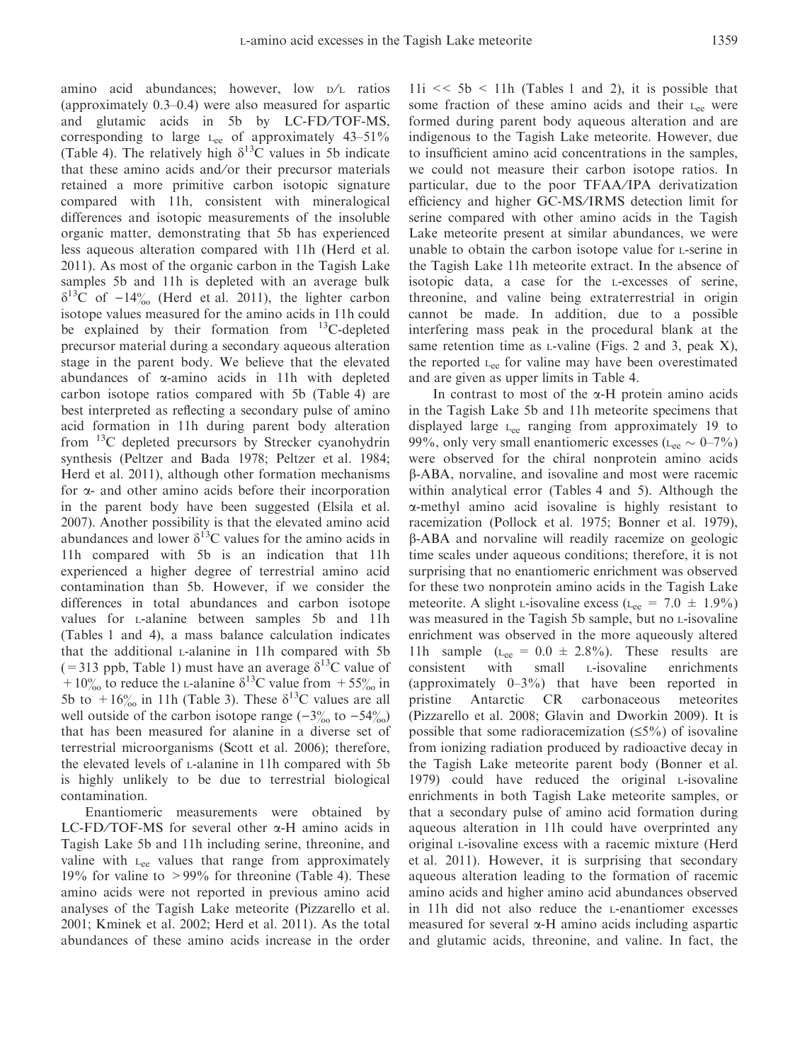amino acid abundances; however, low D/L ratios (approximately 0.3–0.4) were also measured for aspartic and glutamic acids in 5b by LC-FD/TOF-MS, corresponding to large $L_{ee}$ of approximately 43–51% (Table 4). The relatively high $\delta^{13}C$ values in 5b indicate that these amino acids and/or their precursor materials retained a more primitive carbon isotopic signature compared with 11h, consistent with mineralogical differences and isotopic measurements of the insoluble organic matter, demonstrating that 5b has experienced less aqueous alteration compared with 11h (Herd et al. 2011). As most of the organic carbon in the Tagish Lake samples 5b and 11h is depleted with an average bulk $\delta^{13}C$ of $-14‰$ (Herd et al. 2011), the lighter carbon isotope values measured for the amino acids in 11h could be explained by their formation from $^{13}C$-depleted precursor material during a secondary aqueous alteration stage in the parent body. We believe that the elevated abundances of α-amino acids in 11h with depleted carbon isotope ratios compared with 5b (Table 4) are best interpreted as reflecting a secondary pulse of amino acid formation in 11h during parent body alteration from $^{13}C$ depleted precursors by Strecker cyanohydrin synthesis (Peltzer and Bada 1978; Peltzer et al. 1984; Herd et al. 2011), although other formation mechanisms for α- and other amino acids before their incorporation in the parent body have been suggested (Elsila et al. 2007). Another possibility is that the elevated amino acid abundances and lower $\delta^{13}C$ values for the amino acids in 11h compared with 5b is an indication that 11h experienced a higher degree of terrestrial amino acid contamination than 5b. However, if we consider the differences in total abundances and carbon isotope values for L-alanine between samples 5b and 11h (Tables 1 and 4), a mass balance calculation indicates that the additional L-alanine in 11h compared with 5b (= 313 ppb, Table 1) must have an average $\delta^{13}C$ value of $+10‰$ to reduce the L-alanine $\delta^{13}C$ value from $+55‰$ in 5b to $+16‰$ in 11h (Table 3). These $\delta^{13}C$ values are all well outside of the carbon isotope range ($-3‰$ to $-54‰$) that has been measured for alanine in a diverse set of terrestrial microorganisms (Scott et al. 2006); therefore, the elevated levels of L-alanine in 11h compared with 5b is highly unlikely to be due to terrestrial biological contamination.

Enantiomeric measurements were obtained by LC-FD/TOF-MS for several other α-H amino acids in Tagish Lake 5b and 11h including serine, threonine, and valine with $L_{ee}$ values that range from approximately 19% for valine to >99% for threonine (Table 4). These amino acids were not reported in previous amino acid analyses of the Tagish Lake meteorite (Pizzarello et al. 2001; Kminek et al. 2002; Herd et al. 2011). As the total abundances of these amino acids increase in the order 11i << 5b < 11h (Tables 1 and 2), it is possible that some fraction of these amino acids and their $L_{ee}$ were formed during parent body aqueous alteration and are indigenous to the Tagish Lake meteorite. However, due to insufficient amino acid concentrations in the samples, we could not measure their carbon isotope ratios. In particular, due to the poor TFAA/IPA derivatization efficiency and higher GC-MS/IRMS detection limit for serine compared with other amino acids in the Tagish Lake meteorite present at similar abundances, we were unable to obtain the carbon isotope value for L-serine in the Tagish Lake 11h meteorite extract. In the absence of isotopic data, a case for the L-excesses of serine, threonine, and valine being extraterrestrial in origin cannot be made. In addition, due to a possible interfering mass peak in the procedural blank at the same retention time as L-valine (Figs. 2 and 3, peak X), the reported $L_{ee}$ for valine may have been overestimated and are given as upper limits in Table 4.

In contrast to most of the α-H protein amino acids in the Tagish Lake 5b and 11h meteorite specimens that displayed large $L_{ee}$ ranging from approximately 19 to 99%, only very small enantiomeric excesses ($L_{ee} \sim 0$–7%) were observed for the chiral nonprotein amino acids β-ABA, norvaline, and isovaline and most were racemic within analytical error (Tables 4 and 5). Although the α-methyl amino acid isovaline is highly resistant to racemization (Pollock et al. 1975; Bonner et al. 1979), β-ABA and norvaline will readily racemize on geologic time scales under aqueous conditions; therefore, it is not surprising that no enantiomeric enrichment was observed for these two nonprotein amino acids in the Tagish Lake meteorite. A slight L-isovaline excess ($L_{ee} = 7.0 \pm 1.9\%$) was measured in the Tagish 5b sample, but no L-isovaline enrichment was observed in the more aqueously altered 11h sample ($L_{ee} = 0.0 \pm 2.8\%$). These results are consistent with small L-isovaline enrichments (approximately 0–3%) that have been reported in pristine Antarctic CR carbonaceous meteorites (Pizzarello et al. 2008; Glavin and Dworkin 2009). It is possible that some radioracemization (≤5%) of isovaline from ionizing radiation produced by radioactive decay in the Tagish Lake meteorite parent body (Bonner et al. 1979) could have reduced the original L-isovaline enrichments in both Tagish Lake meteorite samples, or that a secondary pulse of amino acid formation during aqueous alteration in 11h could have overprinted any original L-isovaline excess with a racemic mixture (Herd et al. 2011). However, it is surprising that secondary aqueous alteration leading to the formation of racemic amino acids and higher amino acid abundances observed in 11h did not also reduce the L-enantiomer excesses measured for several α-H amino acids including aspartic and glutamic acids, threonine, and valine. In fact, the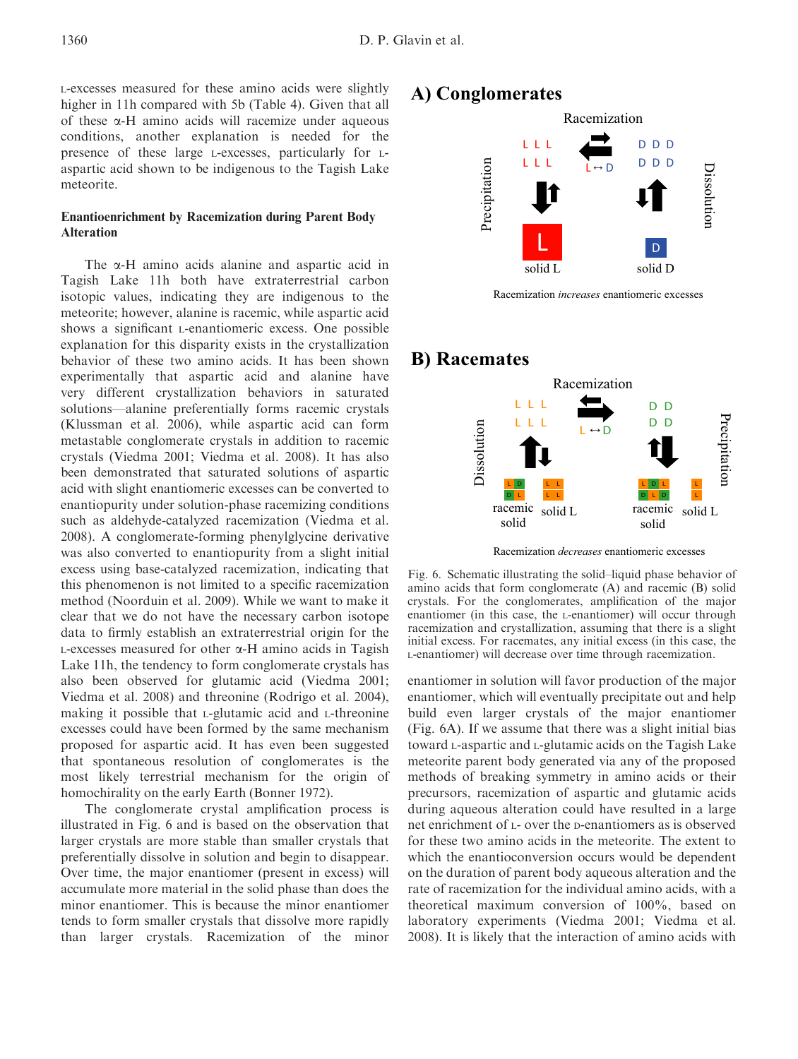L-excesses measured for these amino acids were slightly higher in 11h compared with 5b (Table 4). Given that all of these α-H amino acids will racemize under aqueous conditions, another explanation is needed for the presence of these large L-excesses, particularly for L-aspartic acid shown to be indigenous to the Tagish Lake meteorite.

### Enantioenrichment by Racemization during Parent Body Alteration

The α-H amino acids alanine and aspartic acid in Tagish Lake 11h both have extraterrestrial carbon isotopic values, indicating they are indigenous to the meteorite; however, alanine is racemic, while aspartic acid shows a significant L-enantiomeric excess. One possible explanation for this disparity exists in the crystallization behavior of these two amino acids. It has been shown experimentally that aspartic acid and alanine have very different crystallization behaviors in saturated solutions—alanine preferentially forms racemic crystals (Klussman et al. 2006), while aspartic acid can form metastable conglomerate crystals in addition to racemic crystals (Viedma 2001; Viedma et al. 2008). It has also been demonstrated that saturated solutions of aspartic acid with slight enantiomeric excesses can be converted to enantiopurity under solution-phase racemizing conditions such as aldehyde-catalyzed racemization (Viedma et al. 2008). A conglomerate-forming phenylglycine derivative was also converted to enantiopurity from a slight initial excess using base-catalyzed racemization, indicating that this phenomenon is not limited to a specific racemization method (Noorduin et al. 2009). While we want to make it clear that we do not have the necessary carbon isotope data to firmly establish an extraterrestrial origin for the L-excesses measured for other α-H amino acids in Tagish Lake 11h, the tendency to form conglomerate crystals has also been observed for glutamic acid (Viedma 2001; Viedma et al. 2008) and threonine (Rodrigo et al. 2004), making it possible that L-glutamic acid and L-threonine excesses could have been formed by the same mechanism proposed for aspartic acid. It has even been suggested that spontaneous resolution of conglomerates is the most likely terrestrial mechanism for the origin of homochirality on the early Earth (Bonner 1972).

The conglomerate crystal amplification process is illustrated in Fig. 6 and is based on the observation that larger crystals are more stable than smaller crystals that preferentially dissolve in solution and begin to disappear. Over time, the major enantiomer (present in excess) will accumulate more material in the solid phase than does the minor enantiomer. This is because the minor enantiomer tends to form smaller crystals that dissolve more rapidly than larger crystals. Racemization of the minor enantiomer in solution will favor production of the major enantiomer, which will eventually precipitate out and help build even larger crystals of the major enantiomer (Fig. 6A). If we assume that there was a slight initial bias toward L-aspartic and L-glutamic acids on the Tagish Lake meteorite parent body generated via any of the proposed methods of breaking symmetry in amino acids or their precursors, racemization of aspartic and glutamic acids during aqueous alteration could have resulted in a large net enrichment of L- over the D-enantiomers as is observed for these two amino acids in the meteorite. The extent to which the enantioconversion occurs would be dependent on the duration of parent body aqueous alteration and the rate of racemization for the individual amino acids, with a theoretical maximum conversion of 100%, based on laboratory experiments (Viedma 2001; Viedma et al. 2008). It is likely that the interaction of amino acids with

Fig. 6. Schematic illustrating the solid–liquid phase behavior of amino acids that form conglomerate (A) and racemic (B) solid crystals. For the conglomerates, amplification of the major enantiomer (in this case, the L-enantiomer) will occur through racemization and crystallization, assuming that there is a slight initial excess. For racemates, any initial excess (in this case, the L-enantiomer) will decrease over time through racemization.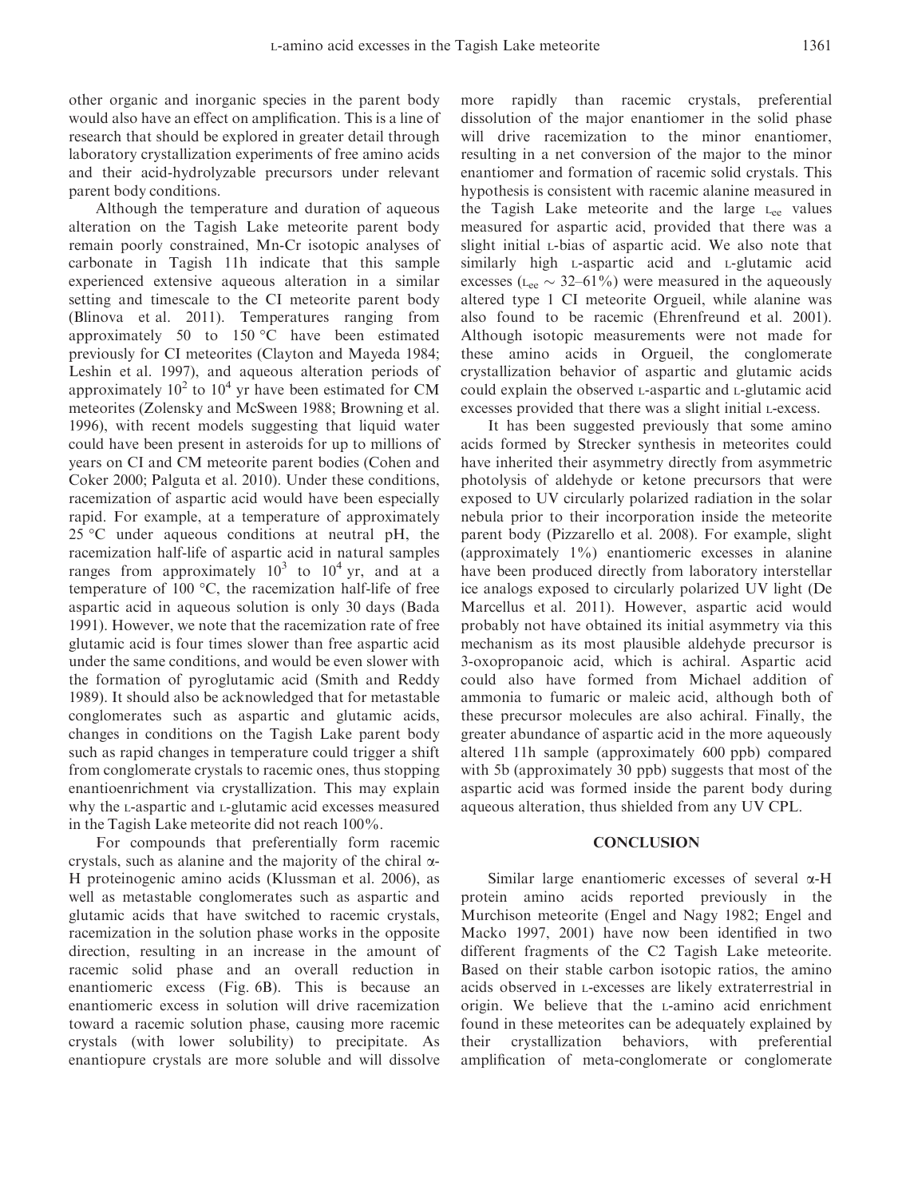other organic and inorganic species in the parent body would also have an effect on amplification. This is a line of research that should be explored in greater detail through laboratory crystallization experiments of free amino acids and their acid-hydrolyzable precursors under relevant parent body conditions.

Although the temperature and duration of aqueous alteration on the Tagish Lake meteorite parent body remain poorly constrained, Mn-Cr isotopic analyses of carbonate in Tagish 11h indicate that this sample experienced extensive aqueous alteration in a similar setting and timescale to the CI meteorite parent body (Blinova et al. 2011). Temperatures ranging from approximately 50 to 150 °C have been estimated previously for CI meteorites (Clayton and Mayeda 1984; Leshin et al. 1997), and aqueous alteration periods of approximately $10^2$ to $10^4$ yr have been estimated for CM meteorites (Zolensky and McSween 1988; Browning et al. 1996), with recent models suggesting that liquid water could have been present in asteroids for up to millions of years on CI and CM meteorite parent bodies (Cohen and Coker 2000; Palguta et al. 2010). Under these conditions, racemization of aspartic acid would have been especially rapid. For example, at a temperature of approximately 25 °C under aqueous conditions at neutral pH, the racemization half-life of aspartic acid in natural samples ranges from approximately $10^3$ to $10^4$ yr, and at a temperature of 100 °C, the racemization half-life of free aspartic acid in aqueous solution is only 30 days (Bada 1991). However, we note that the racemization rate of free glutamic acid is four times slower than free aspartic acid under the same conditions, and would be even slower with the formation of pyroglutamic acid (Smith and Reddy 1989). It should also be acknowledged that for metastable conglomerates such as aspartic and glutamic acids, changes in conditions on the Tagish Lake parent body such as rapid changes in temperature could trigger a shift from conglomerate crystals to racemic ones, thus stopping enantioenrichment via crystallization. This may explain why the L-aspartic and L-glutamic acid excesses measured in the Tagish Lake meteorite did not reach 100%.

For compounds that preferentially form racemic crystals, such as alanine and the majority of the chiral α-H proteinogenic amino acids (Klussman et al. 2006), as well as metastable conglomerates such as aspartic and glutamic acids that have switched to racemic crystals, racemization in the solution phase works in the opposite direction, resulting in an increase in the amount of racemic solid phase and an overall reduction in enantiomeric excess (Fig. 6B). This is because an enantiomeric excess in solution will drive racemization toward a racemic solution phase, causing more racemic crystals (with lower solubility) to precipitate. As enantiopure crystals are more soluble and will dissolve more rapidly than racemic crystals, preferential dissolution of the major enantiomer in the solid phase will drive racemization to the minor enantiomer, resulting in a net conversion of the major to the minor enantiomer and formation of racemic solid crystals. This hypothesis is consistent with racemic alanine measured in the Tagish Lake meteorite and the large $L_{ee}$ values measured for aspartic acid, provided that there was a slight initial L-bias of aspartic acid. We also note that similarly high L-aspartic acid and L-glutamic acid excesses ($L_{ee} \sim 32$–61%) were measured in the aqueously altered type 1 CI meteorite Orgueil, while alanine was also found to be racemic (Ehrenfreund et al. 2001). Although isotopic measurements were not made for these amino acids in Orgueil, the conglomerate crystallization behavior of aspartic and glutamic acids could explain the observed L-aspartic and L-glutamic acid excesses provided that there was a slight initial L-excess.

It has been suggested previously that some amino acids formed by Strecker synthesis in meteorites could have inherited their asymmetry directly from asymmetric photolysis of aldehyde or ketone precursors that were exposed to UV circularly polarized radiation in the solar nebula prior to their incorporation inside the meteorite parent body (Pizzarello et al. 2008). For example, slight (approximately 1%) enantiomeric excesses in alanine have been produced directly from laboratory interstellar ice analogs exposed to circularly polarized UV light (De Marcellus et al. 2011). However, aspartic acid would probably not have obtained its initial asymmetry via this mechanism as its most plausible aldehyde precursor is 3-oxopropanoic acid, which is achiral. Aspartic acid could also have formed from Michael addition of ammonia to fumaric or maleic acid, although both of these precursor molecules are also achiral. Finally, the greater abundance of aspartic acid in the more aqueously altered 11h sample (approximately 600 ppb) compared with 5b (approximately 30 ppb) suggests that most of the aspartic acid was formed inside the parent body during aqueous alteration, thus shielded from any UV CPL.

## CONCLUSION

Similar large enantiomeric excesses of several α-H protein amino acids reported previously in the Murchison meteorite (Engel and Nagy 1982; Engel and Macko 1997, 2001) have now been identified in two different fragments of the C2 Tagish Lake meteorite. Based on their stable carbon isotopic ratios, the amino acids observed in L-excesses are likely extraterrestrial in origin. We believe that the L-amino acid enrichment found in these meteorites can be adequately explained by their crystallization behaviors, with preferential amplification of meta-conglomerate or conglomerate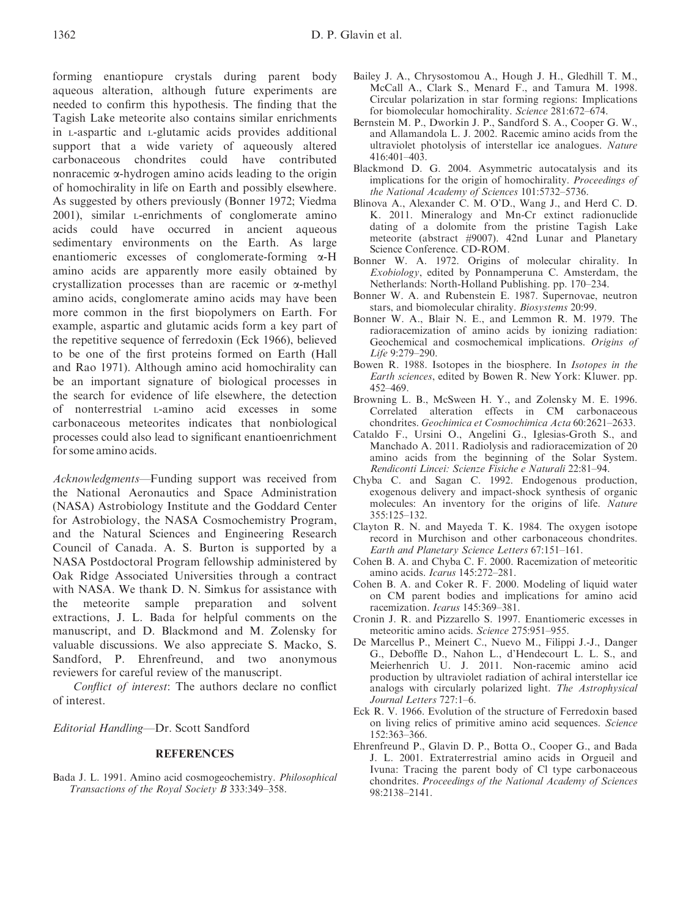forming enantiopure crystals during parent body aqueous alteration, although future experiments are needed to confirm this hypothesis. The finding that the Tagish Lake meteorite also contains similar enrichments in L-aspartic and L-glutamic acids provides additional support that a wide variety of aqueously altered carbonaceous chondrites could have contributed nonracemic α-hydrogen amino acids leading to the origin of homochirality in life on Earth and possibly elsewhere. As suggested by others previously (Bonner 1972; Viedma 2001), similar L-enrichments of conglomerate amino acids could have occurred in ancient aqueous sedimentary environments on the Earth. As large enantiomeric excesses of conglomerate-forming α-H amino acids are apparently more easily obtained by crystallization processes than are racemic or α-methyl amino acids, conglomerate amino acids may have been more common in the first biopolymers on Earth. For example, aspartic and glutamic acids form a key part of the repetitive sequence of ferredoxin (Eck 1966), believed to be one of the first proteins formed on Earth (Hall and Rao 1971). Although amino acid homochirality can be an important signature of biological processes in the search for evidence of life elsewhere, the detection of nonterrestrial L-amino acid excesses in some carbonaceous meteorites indicates that nonbiological processes could also lead to significant enantioenrichment for some amino acids.

*Acknowledgments*—Funding support was received from the National Aeronautics and Space Administration (NASA) Astrobiology Institute and the Goddard Center for Astrobiology, the NASA Cosmochemistry Program, and the Natural Sciences and Engineering Research Council of Canada. A. S. Burton is supported by a NASA Postdoctoral Program fellowship administered by Oak Ridge Associated Universities through a contract with NASA. We thank D. N. Simkus for assistance with the meteorite sample preparation and solvent extractions, J. L. Bada for helpful comments on the manuscript, and D. Blackmond and M. Zolensky for valuable discussions. We also appreciate S. Macko, S. Sandford, P. Ehrenfreund, and two anonymous reviewers for careful review of the manuscript.

*Conflict of interest*: The authors declare no conflict of interest.

*Editorial Handling*—Dr. Scott Sandford

## REFERENCES

Bada J. L. 1991. Amino acid cosmogeochemistry. *Philosophical Transactions of the Royal Society B* 333:349–358.

Bailey J. A., Chrysostomou A., Hough J. H., Gledhill T. M., McCall A., Clark S., Menard F., and Tamura M. 1998. Circular polarization in star forming regions: Implications for biomolecular homochirality. *Science* 281:672–674.

Bernstein M. P., Dworkin J. P., Sandford S. A., Cooper G. W., and Allamandola L. J. 2002. Racemic amino acids from the ultraviolet photolysis of interstellar ice analogues. *Nature* 416:401–403.

Blackmond D. G. 2004. Asymmetric autocatalysis and its implications for the origin of homochirality. *Proceedings of the National Academy of Sciences* 101:5732–5736.

Blinova A., Alexander C. M. O'D., Wang J., and Herd C. D. K. 2011. Mineralogy and Mn-Cr extinct radionuclide dating of a dolomite from the pristine Tagish Lake meteorite (abstract #9007). 42nd Lunar and Planetary Science Conference. CD-ROM.

Bonner W. A. 1972. Origins of molecular chirality. In *Exobiology*, edited by Ponnamperuna C. Amsterdam, the Netherlands: North-Holland Publishing. pp. 170–234.

Bonner W. A. and Rubenstein E. 1987. Supernovae, neutron stars, and biomolecular chirality. *Biosystems* 20:99.

Bonner W. A., Blair N. E., and Lemmon R. M. 1979. The radioracemization of amino acids by ionizing radiation: Geochemical and cosmochemical implications. *Origins of Life* 9:279–290.

Bowen R. 1988. Isotopes in the biosphere. In *Isotopes in the Earth sciences*, edited by Bowen R. New York: Kluwer. pp. 452–469.

Browning L. B., McSween H. Y., and Zolensky M. E. 1996. Correlated alteration effects in CM carbonaceous chondrites. *Geochimica et Cosmochimica Acta* 60:2621–2633.

Cataldo F., Ursini O., Angelini G., Iglesias-Groth S., and Manchado A. 2011. Radiolysis and radioracemization of 20 amino acids from the beginning of the Solar System. *Rendiconti Lincei: Scienze Fisiche e Naturali* 22:81–94.

Chyba C. and Sagan C. 1992. Endogenous production, exogenous delivery and impact-shock synthesis of organic molecules: An inventory for the origins of life. *Nature* 355:125–132.

Clayton R. N. and Mayeda T. K. 1984. The oxygen isotope record in Murchison and other carbonaceous chondrites. *Earth and Planetary Science Letters* 67:151–161.

Cohen B. A. and Chyba C. F. 2000. Racemization of meteoritic amino acids. *Icarus* 145:272–281.

Cohen B. A. and Coker R. F. 2000. Modeling of liquid water on CM parent bodies and implications for amino acid racemization. *Icarus* 145:369–381.

Cronin J. R. and Pizzarello S. 1997. Enantiomeric excesses in meteoritic amino acids. *Science* 275:951–955.

De Marcellus P., Meinert C., Nuevo M., Filippi J.-J., Danger G., Deboffle D., Nahon L., d'Hendecourt L. L. S., and Meierhenrich U. J. 2011. Non-racemic amino acid production by ultraviolet radiation of achiral interstellar ice analogs with circularly polarized light. *The Astrophysical Journal Letters* 727:1–6.

Eck R. V. 1966. Evolution of the structure of Ferredoxin based on living relics of primitive amino acid sequences. *Science* 152:363–366.

Ehrenfreund P., Glavin D. P., Botta O., Cooper G., and Bada J. L. 2001. Extraterrestrial amino acids in Orgueil and Ivuna: Tracing the parent body of CI type carbonaceous chondrites. *Proceedings of the National Academy of Sciences* 98:2138–2141.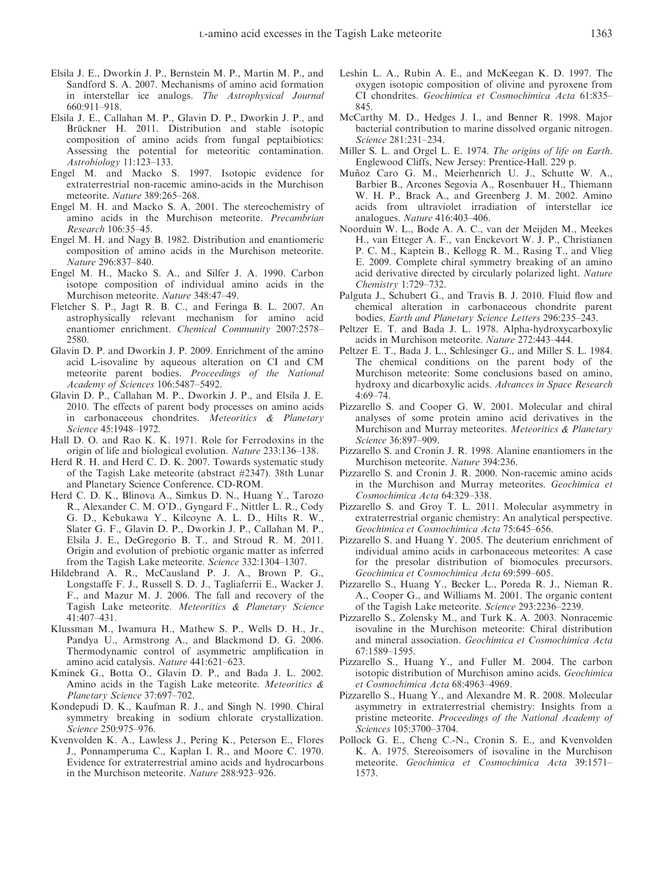Elsila J. E., Dworkin J. P., Bernstein M. P., Martin M. P., and Sandford S. A. 2007. Mechanisms of amino acid formation in interstellar ice analogs. *The Astrophysical Journal* 660:911–918.

Elsila J. E., Callahan M. P., Glavin D. P., Dworkin J. P., and Brückner H. 2011. Distribution and stable isotopic composition of amino acids from fungal peptaibiotics: Assessing the potential for meteoritic contamination. *Astrobiology* 11:123–133.

Engel M. and Macko S. 1997. Isotopic evidence for extraterrestrial non-racemic amino-acids in the Murchison meteorite. *Nature* 389:265–268.

Engel M. H. and Macko S. A. 2001. The stereochemistry of amino acids in the Murchison meteorite. *Precambrian Research* 106:35–45.

Engel M. H. and Nagy B. 1982. Distribution and enantiomeric composition of amino acids in the Murchison meteorite. *Nature* 296:837–840.

Engel M. H., Macko S. A., and Silfer J. A. 1990. Carbon isotope composition of individual amino acids in the Murchison meteorite. *Nature* 348:47–49.

Fletcher S. P., Jagt R. B. C., and Feringa B. L. 2007. An astrophysically relevant mechanism for amino acid enantiomer enrichment. *Chemical Community* 2007:2578–2580.

Glavin D. P. and Dworkin J. P. 2009. Enrichment of the amino acid L-isovaline by aqueous alteration on CI and CM meteorite parent bodies. *Proceedings of the National Academy of Sciences* 106:5487–5492.

Glavin D. P., Callahan M. P., Dworkin J. P., and Elsila J. E. 2010. The effects of parent body processes on amino acids in carbonaceous chondrites. *Meteoritics & Planetary Science* 45:1948–1972.

Hall D. O. and Rao K. K. 1971. Role for Ferrodoxins in the origin of life and biological evolution. *Nature* 233:136–138.

Herd R. H. and Herd C. D. K. 2007. Towards systematic study of the Tagish Lake meteorite (abstract #2347). 38th Lunar and Planetary Science Conference. CD-ROM.

Herd C. D. K., Blinova A., Simkus D. N., Huang Y., Tarozo R., Alexander C. M. O'D., Gyngard F., Nittler L. R., Cody G. D., Kebukawa Y., Kilcoyne A. L. D., Hilts R. W., Slater G. F., Glavin D. P., Dworkin J. P., Callahan M. P., Elsila J. E., DeGregorio B. T., and Stroud R. M. 2011. Origin and evolution of prebiotic organic matter as inferred from the Tagish Lake meteorite. *Science* 332:1304–1307.

Hildebrand A. R., McCausland P. J. A., Brown P. G., Longstaffe F. J., Russell S. D. J., Tagliaferrii E., Wacker J. F., and Mazur M. J. 2006. The fall and recovery of the Tagish Lake meteorite. *Meteoritics & Planetary Science* 41:407–431.

Klussman M., Iwamura H., Mathew S. P., Wells D. H., Jr., Pandya U., Armstrong A., and Blackmond D. G. 2006. Thermodynamic control of asymmetric amplification in amino acid catalysis. *Nature* 441:621–623.

Kminek G., Botta O., Glavin D. P., and Bada J. L. 2002. Amino acids in the Tagish Lake meteorite. *Meteoritics & Planetary Science* 37:697–702.

Kondepudi D. K., Kaufman R. J., and Singh N. 1990. Chiral symmetry breaking in sodium chlorate crystallization. *Science* 250:975–976.

Kvenvolden K. A., Lawless J., Pering K., Peterson E., Flores J., Ponnamperuma C., Kaplan I. R., and Moore C. 1970. Evidence for extraterrestrial amino acids and hydrocarbons in the Murchison meteorite. *Nature* 288:923–926.

Leshin L. A., Rubin A. E., and McKeegan K. D. 1997. The oxygen isotopic composition of olivine and pyroxene from CI chondrites. *Geochimica et Cosmochimica Acta* 61:835–845.

McCarthy M. D., Hedges J. I., and Benner R. 1998. Major bacterial contribution to marine dissolved organic nitrogen. *Science* 281:231–234.

Miller S. L. and Orgel L. E. 1974. *The origins of life on Earth*. Englewood Cliffs, New Jersey: Prentice-Hall. 229 p.

Muñoz Caro G. M., Meierhenrich U. J., Schutte W. A., Barbier B., Arcones Segovia A., Rosenbauer H., Thiemann W. H. P., Brack A., and Greenberg J. M. 2002. Amino acids from ultraviolet irradiation of interstellar ice analogues. *Nature* 416:403–406.

Noorduin W. L., Bode A. A. C., van der Meijden M., Meekes H., van Etteger A. F., van Enckevort W. J. P., Christianen P. C. M., Kaptein B., Kellogg R. M., Rasing T., and Vlieg E. 2009. Complete chiral symmetry breaking of an amino acid derivative directed by circularly polarized light. *Nature Chemistry* 1:729–732.

Palguta J., Schubert G., and Travis B. J. 2010. Fluid flow and chemical alteration in carbonaceous chondrite parent bodies. *Earth and Planetary Science Letters* 296:235–243.

Peltzer E. T. and Bada J. L. 1978. Alpha-hydroxycarboxylic acids in Murchison meteorite. *Nature* 272:443–444.

Peltzer E. T., Bada J. L., Schlesinger G., and Miller S. L. 1984. The chemical conditions on the parent body of the Murchison meteorite: Some conclusions based on amino, hydroxy and dicarboxylic acids. *Advances in Space Research* 4:69–74.

Pizzarello S. and Cooper G. W. 2001. Molecular and chiral analyses of some protein amino acid derivatives in the Murchison and Murray meteorites. *Meteoritics & Planetary Science* 36:897–909.

Pizzarello S. and Cronin J. R. 1998. Alanine enantiomers in the Murchison meteorite. *Nature* 394:236.

Pizzarello S. and Cronin J. R. 2000. Non-racemic amino acids in the Murchison and Murray meteorites. *Geochimica et Cosmochimica Acta* 64:329–338.

Pizzarello S. and Groy T. L. 2011. Molecular asymmetry in extraterrestrial organic chemistry: An analytical perspective. *Geochimica et Cosmochimica Acta* 75:645–656.

Pizzarello S. and Huang Y. 2005. The deuterium enrichment of individual amino acids in carbonaceous meteorites: A case for the presolar distribution of biomolecules precursors. *Geochimica et Cosmochimica Acta* 69:599–605.

Pizzarello S., Huang Y., Becker L., Poreda R. J., Nieman R. A., Cooper G., and Williams M. 2001. The organic content of the Tagish Lake meteorite. *Science* 293:2236–2239.

Pizzarello S., Zolensky M., and Turk K. A. 2003. Nonracemic isovaline in the Murchison meteorite: Chiral distribution and mineral association. *Geochimica et Cosmochimica Acta* 67:1589–1595.

Pizzarello S., Huang, Y., and Fuller M. 2004. The carbon isotopic distribution of Murchison amino acids. *Geochimica et Cosmochimica Acta* 68:4963–4969.

Pizzarello S., Huang Y., and Alexandre M. R. 2008. Molecular asymmetry in extraterrestrial chemistry: Insights from a pristine meteorite. *Proceedings of the National Academy of Sciences* 105:3700–3704.

Pollock G. E., Cheng C.-N., Cronin S. E., and Kvenvolden K. A. 1975. Stereoisomers of isovaline in the Murchison meteorite. *Geochimica et Cosmochimica Acta* 39:1571–1573.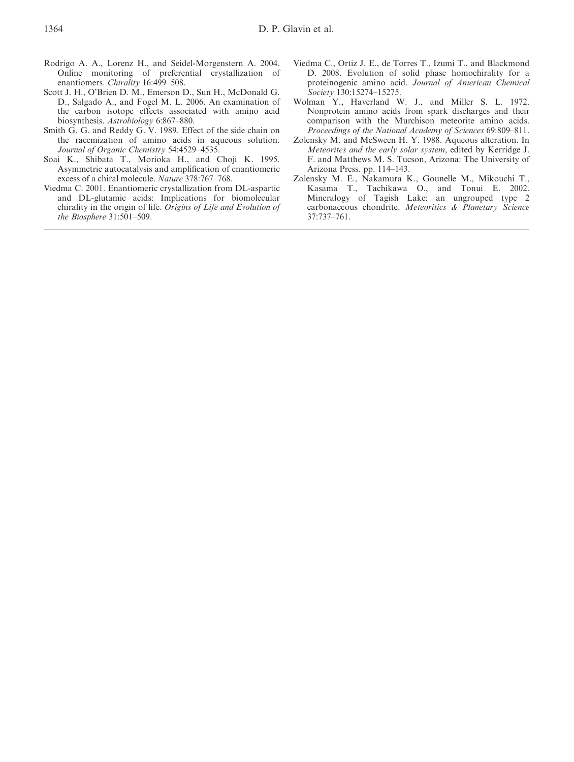Rodrigo A. A., Lorenz H., and Seidel-Morgenstern A. 2004. Online monitoring of preferential crystallization of enantiomers. *Chirality* 16:499–508.

Scott J. H., O'Brien D. M., Emerson D., Sun H., McDonald G. D., Salgado A., and Fogel M. L. 2006. An examination of the carbon isotope effects associated with amino acid biosynthesis. *Astrobiology* 6:867–880.

Smith G. G. and Reddy G. V. 1989. Effect of the side chain on the racemization of amino acids in aqueous solution. *Journal of Organic Chemistry* 54:4529–4535.

Soai K., Shibata T., Morioka H., and Choji K. 1995. Asymmetric autocatalysis and amplification of enantiomeric excess of a chiral molecule. *Nature* 378:767–768.

Viedma C. 2001. Enantiomeric crystallization from DL-aspartic and DL-glutamic acids: Implications for biomolecular chirality in the origin of life. *Origins of Life and Evolution of the Biosphere* 31:501–509.

Viedma C., Ortiz J. E., de Torres T., Izumi T., and Blackmond D. 2008. Evolution of solid phase homochirality for a proteinogenic amino acid. *Journal of American Chemical Society* 130:15274–15275.

Wolman Y., Haverland W. J., and Miller S. L. 1972. Nonprotein amino acids from spark discharges and their comparison with the Murchison meteorite amino acids. *Proceedings of the National Academy of Sciences* 69:809–811.

Zolensky M. and McSween H. Y. 1988. Aqueous alteration. In *Meteorites and the early solar system*, edited by Kerridge J. F. and Matthews M. S. Tucson, Arizona: The University of Arizona Press. pp. 114–143.

Zolensky M. E., Nakamura K., Gounelle M., Mikouchi T., Kasama T., Tachikawa O., and Tonui E. 2002. Mineralogy of Tagish Lake; an ungrouped type 2 carbonaceous chondrite. *Meteoritics & Planetary Science* 37:737–761.